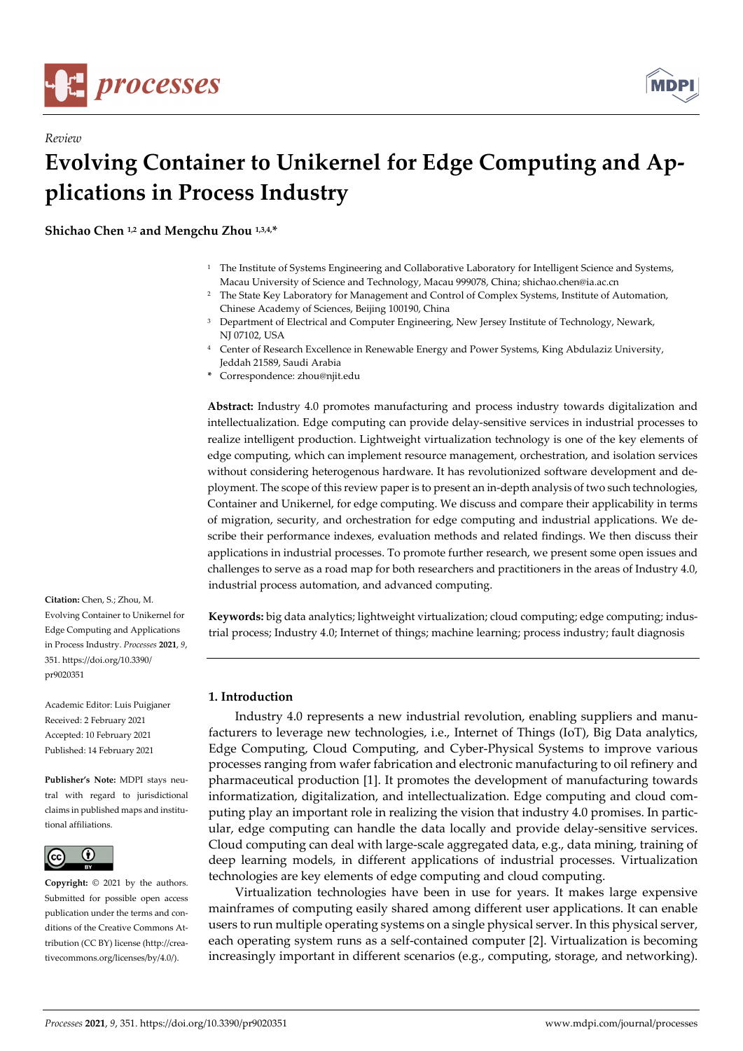*Review*

# Evolving Container to Unikernel for Edge Computing and Applications in Process Industry

**Shichao Chen [1,2] and Mengchu Zhou [1,3,4,*]**

[1] The Institute of Systems Engineering and Collaborative Laboratory for Intelligent Science and Systems, Macau University of Science and Technology, Macau 999078, China; shichao.chen@ia.ac.cn
[2] The State Key Laboratory for Management and Control of Complex Systems, Institute of Automation, Chinese Academy of Sciences, Beijing 100190, China
[3] Department of Electrical and Computer Engineering, New Jersey Institute of Technology, Newark, NJ 07102, USA
[4] Center of Research Excellence in Renewable Energy and Power Systems, King Abdulaziz University, Jeddah 21589, Saudi Arabia
\* Correspondence: zhou@njit.edu

**Abstract:** Industry 4.0 promotes manufacturing and process industry towards digitalization and intellectualization. Edge computing can provide delay-sensitive services in industrial processes to realize intelligent production. Lightweight virtualization technology is one of the key elements of edge computing, which can implement resource management, orchestration, and isolation services without considering heterogenous hardware. It has revolutionized software development and deployment. The scope of this review paper is to present an in-depth analysis of two such technologies, Container and Unikernel, for edge computing. We discuss and compare their applicability in terms of migration, security, and orchestration for edge computing and industrial applications. We describe their performance indexes, evaluation methods and related findings. We then discuss their applications in industrial processes. To promote further research, we present some open issues and challenges to serve as a road map for both researchers and practitioners in the areas of Industry 4.0, industrial process automation, and advanced computing.

**Keywords:** big data analytics; lightweight virtualization; cloud computing; edge computing; industrial process; Industry 4.0; Internet of things; machine learning; process industry; fault diagnosis

**Citation:** Chen, S.; Zhou, M. Evolving Container to Unikernel for Edge Computing and Applications in Process Industry. *Processes* **2021**, *9*, 351. https://doi.org/10.3390/pr9020351

Academic Editor: Luis Puigjaner
Received: 2 February 2021
Accepted: 10 February 2021
Published: 14 February 2021

**Publisher's Note:** MDPI stays neutral with regard to jurisdictional claims in published maps and institutional affiliations.

**Copyright:** © 2021 by the authors. Submitted for possible open access publication under the terms and conditions of the Creative Commons Attribution (CC BY) license (http://creativecommons.org/licenses/by/4.0/).

## 1. Introduction

Industry 4.0 represents a new industrial revolution, enabling suppliers and manufacturers to leverage new technologies, i.e., Internet of Things (IoT), Big Data analytics, Edge Computing, Cloud Computing, and Cyber-Physical Systems to improve various processes ranging from wafer fabrication and electronic manufacturing to oil refinery and pharmaceutical production [1]. It promotes the development of manufacturing towards informatization, digitalization, and intellectualization. Edge computing and cloud computing play an important role in realizing the vision that industry 4.0 promises. In particular, edge computing can handle the data locally and provide delay-sensitive services. Cloud computing can deal with large-scale aggregated data, e.g., data mining, training of deep learning models, in different applications of industrial processes. Virtualization technologies are key elements of edge computing and cloud computing.

Virtualization technologies have been in use for years. It makes large expensive mainframes of computing easily shared among different user applications. It can enable users to run multiple operating systems on a single physical server. In this physical server, each operating system runs as a self-contained computer [2]. Virtualization is becoming increasingly important in different scenarios (e.g., computing, storage, and networking).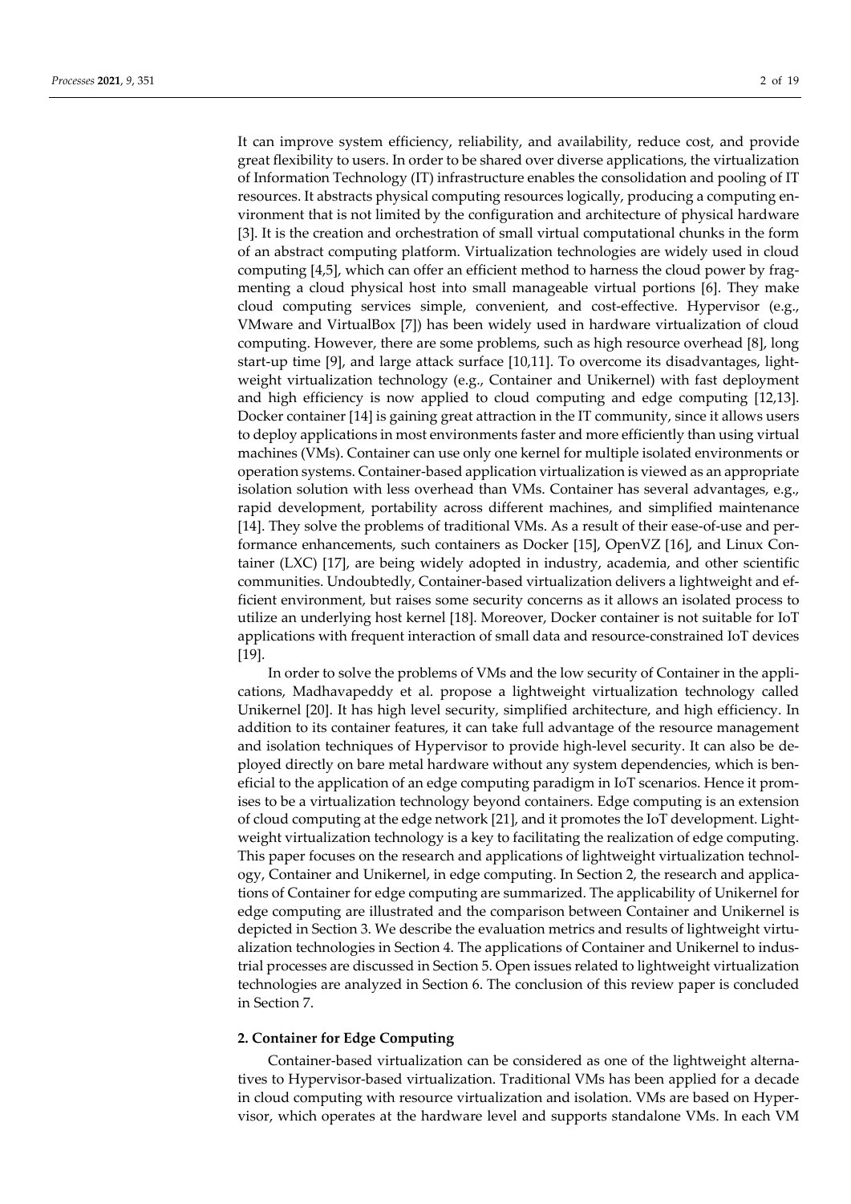It can improve system efficiency, reliability, and availability, reduce cost, and provide great flexibility to users. In order to be shared over diverse applications, the virtualization of Information Technology (IT) infrastructure enables the consolidation and pooling of IT resources. It abstracts physical computing resources logically, producing a computing environment that is not limited by the configuration and architecture of physical hardware [3]. It is the creation and orchestration of small virtual computational chunks in the form of an abstract computing platform. Virtualization technologies are widely used in cloud computing [4,5], which can offer an efficient method to harness the cloud power by fragmenting a cloud physical host into small manageable virtual portions [6]. They make cloud computing services simple, convenient, and cost-effective. Hypervisor (e.g., VMware and VirtualBox [7]) has been widely used in hardware virtualization of cloud computing. However, there are some problems, such as high resource overhead [8], long start-up time [9], and large attack surface [10,11]. To overcome its disadvantages, lightweight virtualization technology (e.g., Container and Unikernel) with fast deployment and high efficiency is now applied to cloud computing and edge computing [12,13]. Docker container [14] is gaining great attraction in the IT community, since it allows users to deploy applications in most environments faster and more efficiently than using virtual machines (VMs). Container can use only one kernel for multiple isolated environments or operation systems. Container-based application virtualization is viewed as an appropriate isolation solution with less overhead than VMs. Container has several advantages, e.g., rapid development, portability across different machines, and simplified maintenance [14]. They solve the problems of traditional VMs. As a result of their ease-of-use and performance enhancements, such containers as Docker [15], OpenVZ [16], and Linux Container (LXC) [17], are being widely adopted in industry, academia, and other scientific communities. Undoubtedly, Container-based virtualization delivers a lightweight and efficient environment, but raises some security concerns as it allows an isolated process to utilize an underlying host kernel [18]. Moreover, Docker container is not suitable for IoT applications with frequent interaction of small data and resource-constrained IoT devices [19].

In order to solve the problems of VMs and the low security of Container in the applications, Madhavapeddy et al. propose a lightweight virtualization technology called Unikernel [20]. It has high level security, simplified architecture, and high efficiency. In addition to its container features, it can take full advantage of the resource management and isolation techniques of Hypervisor to provide high-level security. It can also be deployed directly on bare metal hardware without any system dependencies, which is beneficial to the application of an edge computing paradigm in IoT scenarios. Hence it promises to be a virtualization technology beyond containers. Edge computing is an extension of cloud computing at the edge network [21], and it promotes the IoT development. Lightweight virtualization technology is a key to facilitating the realization of edge computing. This paper focuses on the research and applications of lightweight virtualization technology, Container and Unikernel, in edge computing. In Section 2, the research and applications of Container for edge computing are summarized. The applicability of Unikernel for edge computing are illustrated and the comparison between Container and Unikernel is depicted in Section 3. We describe the evaluation metrics and results of lightweight virtualization technologies in Section 4. The applications of Container and Unikernel to industrial processes are discussed in Section 5. Open issues related to lightweight virtualization technologies are analyzed in Section 6. The conclusion of this review paper is concluded in Section 7.

## 2. Container for Edge Computing

Container-based virtualization can be considered as one of the lightweight alternatives to Hypervisor-based virtualization. Traditional VMs has been applied for a decade in cloud computing with resource virtualization and isolation. VMs are based on Hypervisor, which operates at the hardware level and supports standalone VMs. In each VM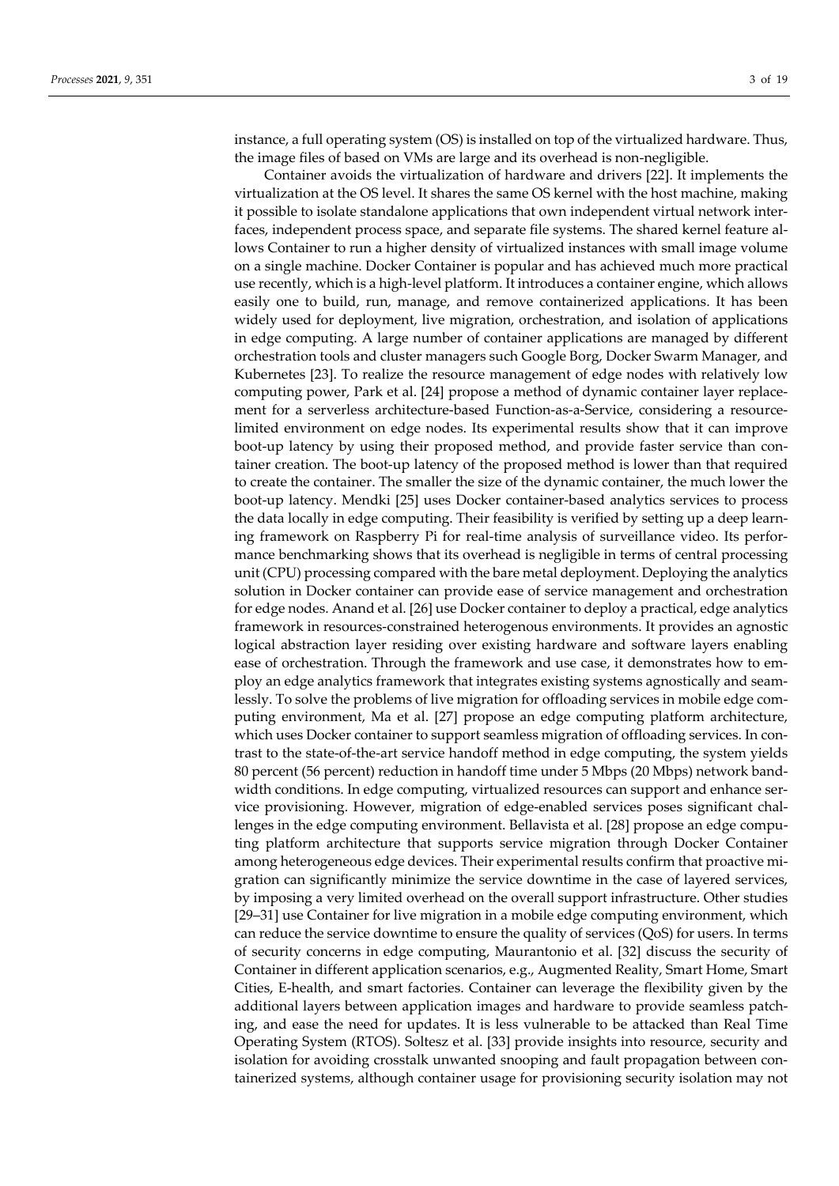instance, a full operating system (OS) is installed on top of the virtualized hardware. Thus, the image files of based on VMs are large and its overhead is non-negligible.

Container avoids the virtualization of hardware and drivers [22]. It implements the virtualization at the OS level. It shares the same OS kernel with the host machine, making it possible to isolate standalone applications that own independent virtual network interfaces, independent process space, and separate file systems. The shared kernel feature allows Container to run a higher density of virtualized instances with small image volume on a single machine. Docker Container is popular and has achieved much more practical use recently, which is a high-level platform. It introduces a container engine, which allows easily one to build, run, manage, and remove containerized applications. It has been widely used for deployment, live migration, orchestration, and isolation of applications in edge computing. A large number of container applications are managed by different orchestration tools and cluster managers such Google Borg, Docker Swarm Manager, and Kubernetes [23]. To realize the resource management of edge nodes with relatively low computing power, Park et al. [24] propose a method of dynamic container layer replacement for a serverless architecture-based Function-as-a-Service, considering a resource-limited environment on edge nodes. Its experimental results show that it can improve boot-up latency by using their proposed method, and provide faster service than container creation. The boot-up latency of the proposed method is lower than that required to create the container. The smaller the size of the dynamic container, the much lower the boot-up latency. Mendki [25] uses Docker container-based analytics services to process the data locally in edge computing. Their feasibility is verified by setting up a deep learning framework on Raspberry Pi for real-time analysis of surveillance video. Its performance benchmarking shows that its overhead is negligible in terms of central processing unit (CPU) processing compared with the bare metal deployment. Deploying the analytics solution in Docker container can provide ease of service management and orchestration for edge nodes. Anand et al. [26] use Docker container to deploy a practical, edge analytics framework in resources-constrained heterogeneous environments. It provides an agnostic logical abstraction layer residing over existing hardware and software layers enabling ease of orchestration. Through the framework and use case, it demonstrates how to employ an edge analytics framework that integrates existing systems agnostically and seamlessly. To solve the problems of live migration for offloading services in mobile edge computing environment, Ma et al. [27] propose an edge computing platform architecture, which uses Docker container to support seamless migration of offloading services. In contrast to the state-of-the-art service handoff method in edge computing, the system yields 80 percent (56 percent) reduction in handoff time under 5 Mbps (20 Mbps) network bandwidth conditions. In edge computing, virtualized resources can support and enhance service provisioning. However, migration of edge-enabled services poses significant challenges in the edge computing environment. Bellavista et al. [28] propose an edge computing platform architecture that supports service migration through Docker Container among heterogeneous edge devices. Their experimental results confirm that proactive migration can significantly minimize the service downtime in the case of layered services, by imposing a very limited overhead on the overall support infrastructure. Other studies [29–31] use Container for live migration in a mobile edge computing environment, which can reduce the service downtime to ensure the quality of services (QoS) for users. In terms of security concerns in edge computing, Maurantonio et al. [32] discuss the security of Container in different application scenarios, e.g., Augmented Reality, Smart Home, Smart Cities, E-health, and smart factories. Container can leverage the flexibility given by the additional layers between application images and hardware to provide seamless patching, and ease the need for updates. It is less vulnerable to be attacked than Real Time Operating System (RTOS). Soltesz et al. [33] provide insights into resource, security and isolation for avoiding crosstalk unwanted snooping and fault propagation between containerized systems, although container usage for provisioning security isolation may not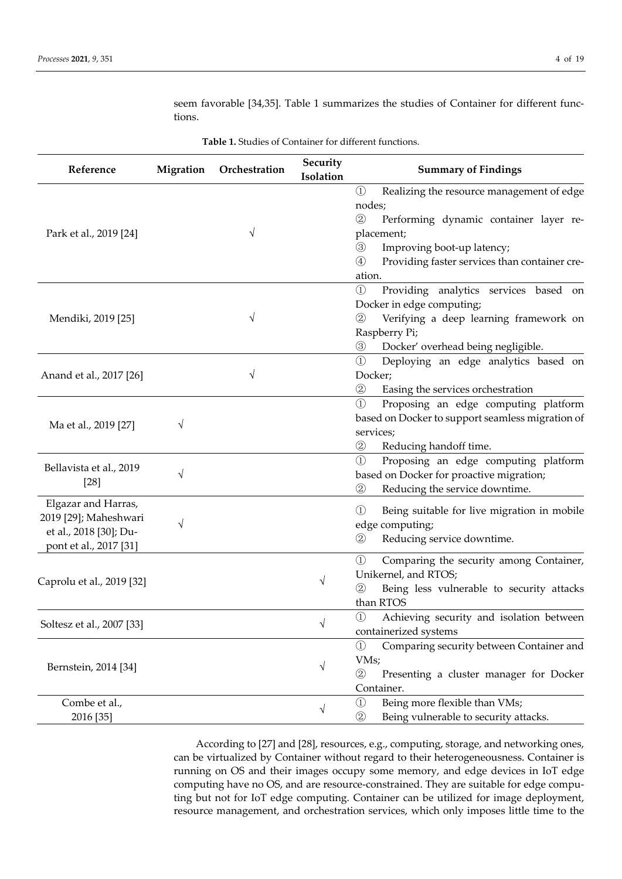seem favorable [34,35]. Table 1 summarizes the studies of Container for different functions.

**Table 1.** Studies of Container for different functions.

| Reference | Migration | Orchestration | Security Isolation | Summary of Findings |
|---|---|---|---|---|
| Park et al., 2019 [24] | | √ | | ① Realizing the resource management of edge nodes; ② Performing dynamic container layer replacement; ③ Improving boot-up latency; ④ Providing faster services than container creation. |
| Mendiki, 2019 [25] | | √ | | ① Providing analytics services based on Docker in edge computing; ② Verifying a deep learning framework on Raspberry Pi; ③ Docker' overhead being negligible. |
| Anand et al., 2017 [26] | | √ | | ① Deploying an edge analytics based on Docker; ② Easing the services orchestration |
| Ma et al., 2019 [27] | √ | | | ① Proposing an edge computing platform based on Docker to support seamless migration of services; ② Reducing handoff time. |
| Bellavista et al., 2019 [28] | √ | | | ① Proposing an edge computing platform based on Docker for proactive migration; ② Reducing the service downtime. |
| Elgazar and Harras, 2019 [29]; Maheshwari et al., 2018 [30]; Dupont et al., 2017 [31] | √ | | | ① Being suitable for live migration in mobile edge computing; ② Reducing service downtime. |
| Caprolu et al., 2019 [32] | | | √ | ① Comparing the security among Container, Unikernel, and RTOS; ② Being less vulnerable to security attacks than RTOS |
| Soltesz et al., 2007 [33] | | | √ | ① Achieving security and isolation between containerized systems |
| Bernstein, 2014 [34] | | | √ | ① Comparing security between Container and VMs; ② Presenting a cluster manager for Docker Container. |
| Combe et al., 2016 [35] | | | √ | ① Being more flexible than VMs; ② Being vulnerable to security attacks. |

According to [27] and [28], resources, e.g., computing, storage, and networking ones, can be virtualized by Container without regard to their heterogeneousness. Container is running on OS and their images occupy some memory, and edge devices in IoT edge computing have no OS, and are resource-constrained. They are suitable for edge computing but not for IoT edge computing. Container can be utilized for image deployment, resource management, and orchestration services, which only imposes little time to the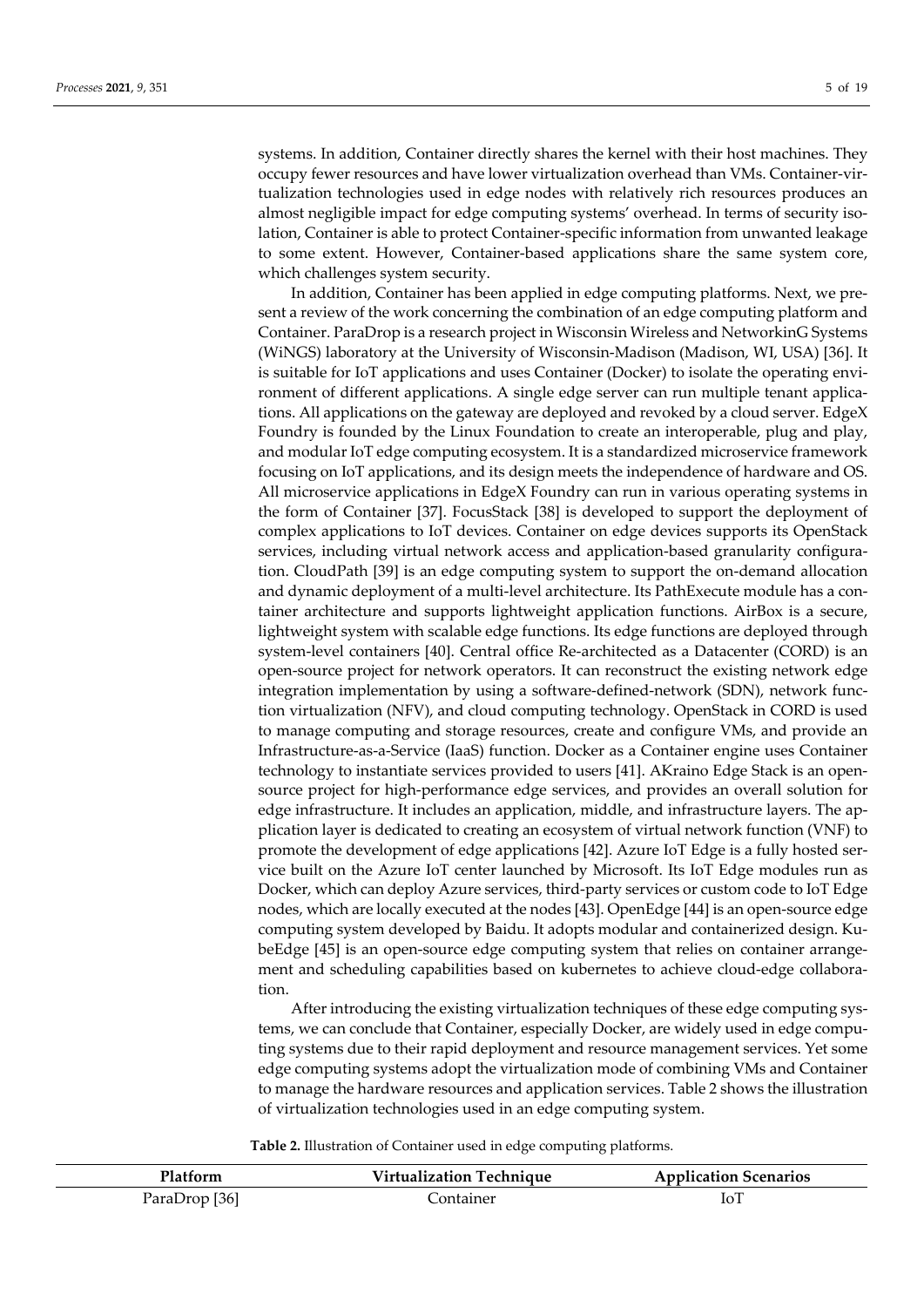systems. In addition, Container directly shares the kernel with their host machines. They occupy fewer resources and have lower virtualization overhead than VMs. Container-virtualization technologies used in edge nodes with relatively rich resources produces an almost negligible impact for edge computing systems' overhead. In terms of security isolation, Container is able to protect Container-specific information from unwanted leakage to some extent. However, Container-based applications share the same system core, which challenges system security.

In addition, Container has been applied in edge computing platforms. Next, we present a review of the work concerning the combination of an edge computing platform and Container. ParaDrop is a research project in Wisconsin Wireless and NetworkinG Systems (WiNGS) laboratory at the University of Wisconsin-Madison (Madison, WI, USA) [36]. It is suitable for IoT applications and uses Container (Docker) to isolate the operating environment of different applications. A single edge server can run multiple tenant applications. All applications on the gateway are deployed and revoked by a cloud server. EdgeX Foundry is founded by the Linux Foundation to create an interoperable, plug and play, and modular IoT edge computing ecosystem. It is a standardized microservice framework focusing on IoT applications, and its design meets the independence of hardware and OS. All microservice applications in EdgeX Foundry can run in various operating systems in the form of Container [37]. FocusStack [38] is developed to support the deployment of complex applications to IoT devices. Container on edge devices supports its OpenStack services, including virtual network access and application-based granularity configuration. CloudPath [39] is an edge computing system to support the on-demand allocation and dynamic deployment of a multi-level architecture. Its PathExecute module has a container architecture and supports lightweight application functions. AirBox is a secure, lightweight system with scalable edge functions. Its edge functions are deployed through system-level containers [40]. Central office Re-architected as a Datacenter (CORD) is an open-source project for network operators. It can reconstruct the existing network edge integration implementation by using a software-defined-network (SDN), network function virtualization (NFV), and cloud computing technology. OpenStack in CORD is used to manage computing and storage resources, create and configure VMs, and provide an Infrastructure-as-a-Service (IaaS) function. Docker as a Container engine uses Container technology to instantiate services provided to users [41]. AKraino Edge Stack is an open-source project for high-performance edge services, and provides an overall solution for edge infrastructure. It includes an application, middle, and infrastructure layers. The application layer is dedicated to creating an ecosystem of virtual network function (VNF) to promote the development of edge applications [42]. Azure IoT Edge is a fully hosted service built on the Azure IoT center launched by Microsoft. Its IoT Edge modules run as Docker, which can deploy Azure services, third-party services or custom code to IoT Edge nodes, which are locally executed at the nodes [43]. OpenEdge [44] is an open-source edge computing system developed by Baidu. It adopts modular and containerized design. KubeEdge [45] is an open-source edge computing system that relies on container arrangement and scheduling capabilities based on kubernetes to achieve cloud-edge collaboration.

After introducing the existing virtualization techniques of these edge computing systems, we can conclude that Container, especially Docker, are widely used in edge computing systems due to their rapid deployment and resource management services. Yet some edge computing systems adopt the virtualization mode of combining VMs and Container to manage the hardware resources and application services. Table 2 shows the illustration of virtualization technologies used in an edge computing system.

**Table 2.** Illustration of Container used in edge computing platforms.

| Platform | Virtualization Technique | Application Scenarios |
|---|---|---|
| ParaDrop [36] | Container | IoT |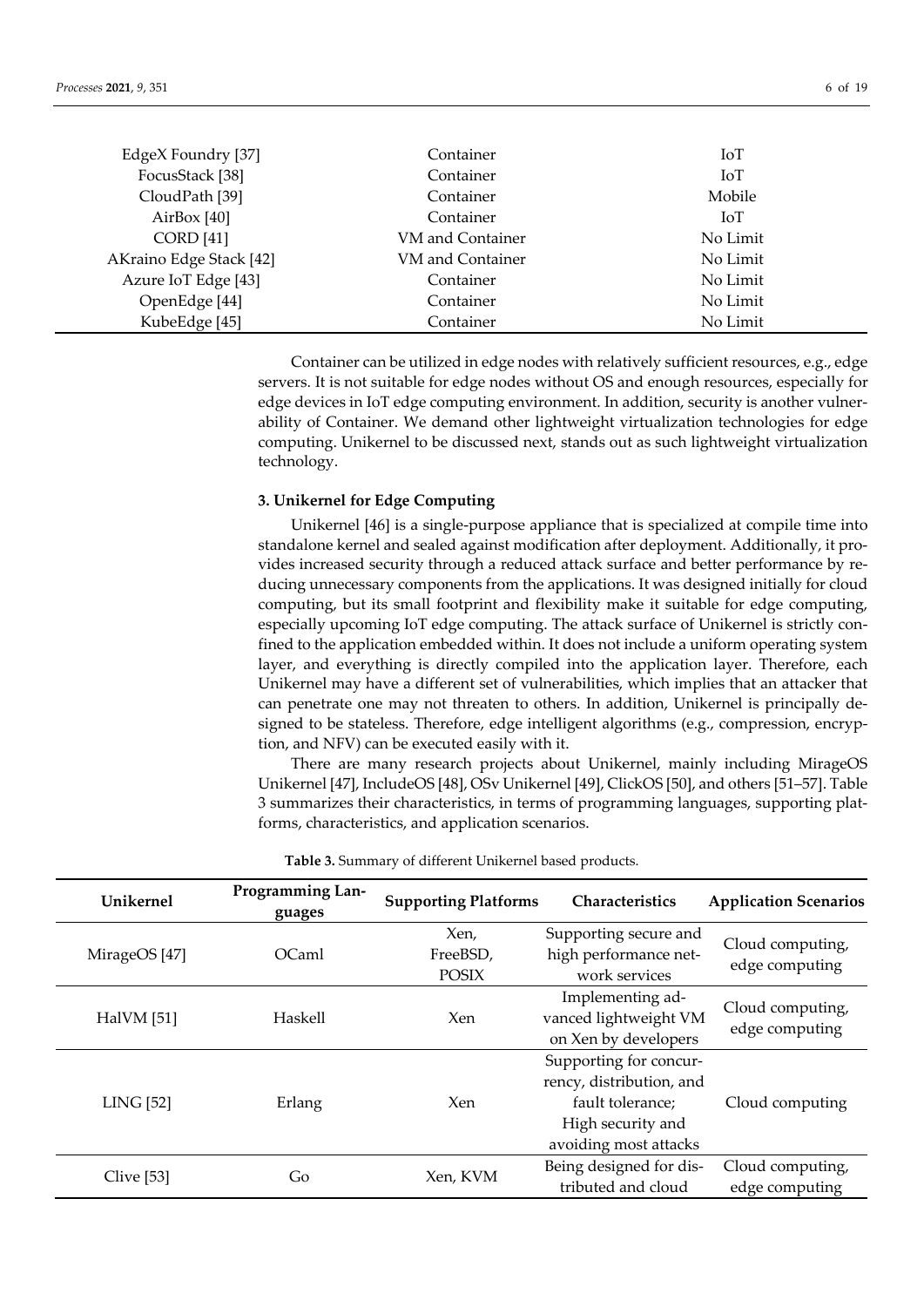| EdgeX Foundry [37] | Container | IoT |
|---|---|---|
| FocusStack [38] | Container | IoT |
| CloudPath [39] | Container | Mobile |
| AirBox [40] | Container | IoT |
| CORD [41] | VM and Container | No Limit |
| AKraino Edge Stack [42] | VM and Container | No Limit |
| Azure IoT Edge [43] | Container | No Limit |
| OpenEdge [44] | Container | No Limit |
| KubeEdge [45] | Container | No Limit |

Container can be utilized in edge nodes with relatively sufficient resources, e.g., edge servers. It is not suitable for edge nodes without OS and enough resources, especially for edge devices in IoT edge computing environment. In addition, security is another vulnerability of Container. We demand other lightweight virtualization technologies for edge computing. Unikernel to be discussed next, stands out as such lightweight virtualization technology.

### 3. Unikernel for Edge Computing

Unikernel [46] is a single-purpose appliance that is specialized at compile time into standalone kernel and sealed against modification after deployment. Additionally, it provides increased security through a reduced attack surface and better performance by reducing unnecessary components from the applications. It was designed initially for cloud computing, but its small footprint and flexibility make it suitable for edge computing, especially upcoming IoT edge computing. The attack surface of Unikernel is strictly confined to the application embedded within. It does not include a uniform operating system layer, and everything is directly compiled into the application layer. Therefore, each Unikernel may have a different set of vulnerabilities, which implies that an attacker that can penetrate one may not threaten to others. In addition, Unikernel is principally designed to be stateless. Therefore, edge intelligent algorithms (e.g., compression, encryption, and NFV) can be executed easily with it.

There are many research projects about Unikernel, mainly including MirageOS Unikernel [47], IncludeOS [48], OSv Unikernel [49], ClickOS [50], and others [51–57]. Table 3 summarizes their characteristics, in terms of programming languages, supporting platforms, characteristics, and application scenarios.

**Table 3.** Summary of different Unikernel based products.

| Unikernel | Programming Languages | Supporting Platforms | Characteristics | Application Scenarios |
|---|---|---|---|---|
| MirageOS [47] | OCaml | Xen, FreeBSD, POSIX | Supporting secure and high performance network services | Cloud computing, edge computing |
| HalVM [51] | Haskell | Xen | Implementing advanced lightweight VM on Xen by developers | Cloud computing, edge computing |
| LING [52] | Erlang | Xen | Supporting for concurrency, distribution, and fault tolerance; High security and avoiding most attacks | Cloud computing |
| Clive [53] | Go | Xen, KVM | Being designed for distributed and cloud | Cloud computing, edge computing |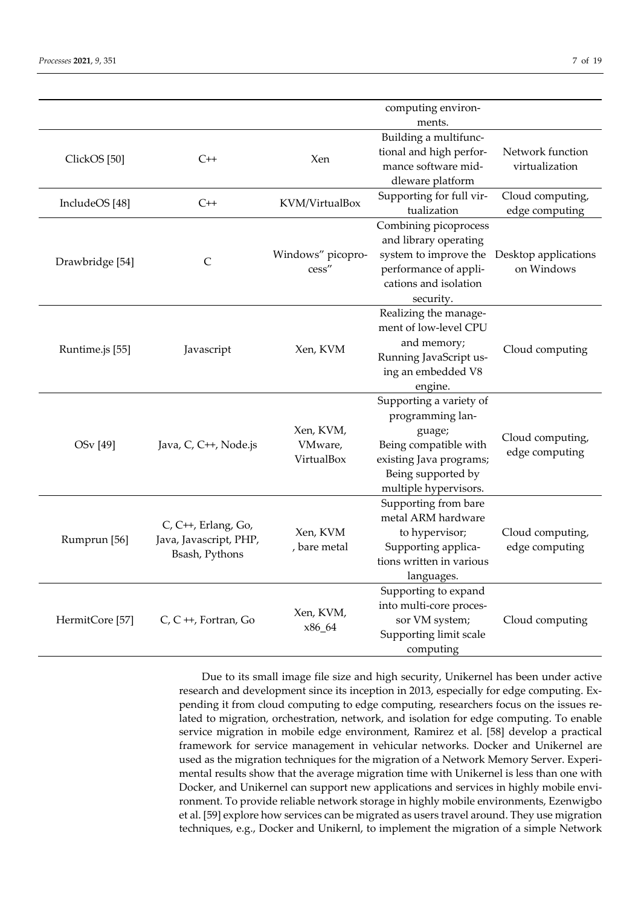| | | | computing environments. | |
|---|---|---|---|---|
| ClickOS [50] | C++ | Xen | Building a multifunctional and high performance software middleware platform | Network function virtualization |
| IncludeOS [48] | C++ | KVM/VirtualBox | Supporting for full virtualization | Cloud computing, edge computing |
| Drawbridge [54] | C | Windows" picoprocess" | Combining picoprocess and library operating system to improve the performance of applications and isolation security. | Desktop applications on Windows |
| Runtime.js [55] | Javascript | Xen, KVM | Realizing the management of low-level CPU and memory; Running JavaScript using an embedded V8 engine. | Cloud computing |
| OSv [49] | Java, C, C++, Node.js | Xen, KVM, VMware, VirtualBox | Supporting a variety of programming language; Being compatible with existing Java programs; Being supported by multiple hypervisors. | Cloud computing, edge computing |
| Rumprun [56] | C, C++, Erlang, Go, Java, Javascript, PHP, Bsash, Pythons | Xen, KVM , bare metal | Supporting from bare metal ARM hardware to hypervisor; Supporting applications written in various languages. | Cloud computing, edge computing |
| HermitCore [57] | C, C ++, Fortran, Go | Xen, KVM, x86_64 | Supporting to expand into multi-core processor VM system; Supporting limit scale computing | Cloud computing |

Due to its small image file size and high security, Unikernel has been under active research and development since its inception in 2013, especially for edge computing. Expending it from cloud computing to edge computing, researchers focus on the issues related to migration, orchestration, network, and isolation for edge computing. To enable service migration in mobile edge environment, Ramirez et al. [58] develop a practical framework for service management in vehicular networks. Docker and Unikernel are used as the migration techniques for the migration of a Network Memory Server. Experimental results show that the average migration time with Unikernel is less than one with Docker, and Unikernel can support new applications and services in highly mobile environment. To provide reliable network storage in highly mobile environments, Ezenwigbo et al. [59] explore how services can be migrated as users travel around. They use migration techniques, e.g., Docker and Unikernl, to implement the migration of a simple Network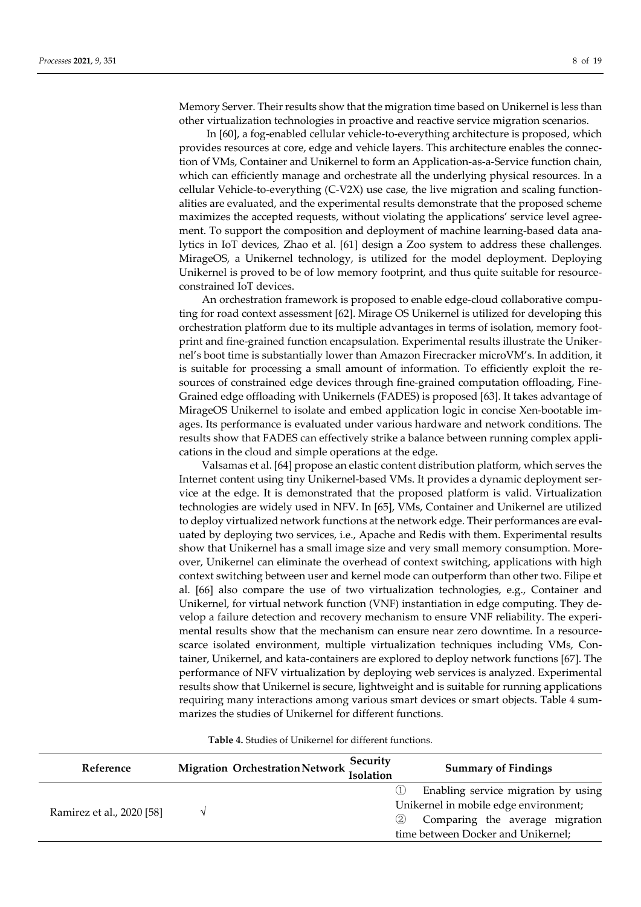Memory Server. Their results show that the migration time based on Unikernel is less than other virtualization technologies in proactive and reactive service migration scenarios.

In [60], a fog-enabled cellular vehicle-to-everything architecture is proposed, which provides resources at core, edge and vehicle layers. This architecture enables the connection of VMs, Container and Unikernel to form an Application-as-a-Service function chain, which can efficiently manage and orchestrate all the underlying physical resources. In a cellular Vehicle-to-everything (C-V2X) use case, the live migration and scaling functionalities are evaluated, and the experimental results demonstrate that the proposed scheme maximizes the accepted requests, without violating the applications' service level agreement. To support the composition and deployment of machine learning-based data analytics in IoT devices, Zhao et al. [61] design a Zoo system to address these challenges. MirageOS, a Unikernel technology, is utilized for the model deployment. Deploying Unikernel is proved to be of low memory footprint, and thus quite suitable for resource-constrained IoT devices.

An orchestration framework is proposed to enable edge-cloud collaborative computing for road context assessment [62]. Mirage OS Unikernel is utilized for developing this orchestration platform due to its multiple advantages in terms of isolation, memory footprint and fine-grained function encapsulation. Experimental results illustrate the Unikernel's boot time is substantially lower than Amazon Firecracker microVM's. In addition, it is suitable for processing a small amount of information. To efficiently exploit the resources of constrained edge devices through fine-grained computation offloading, Fine-Grained edge offloading with Unikernels (FADES) is proposed [63]. It takes advantage of MirageOS Unikernel to isolate and embed application logic in concise Xen-bootable images. Its performance is evaluated under various hardware and network conditions. The results show that FADES can effectively strike a balance between running complex applications in the cloud and simple operations at the edge.

Valsamas et al. [64] propose an elastic content distribution platform, which serves the Internet content using tiny Unikernel-based VMs. It provides a dynamic deployment service at the edge. It is demonstrated that the proposed platform is valid. Virtualization technologies are widely used in NFV. In [65], VMs, Container and Unikernel are utilized to deploy virtualized network functions at the network edge. Their performances are evaluated by deploying two services, i.e., Apache and Redis with them. Experimental results show that Unikernel has a small image size and very small memory consumption. Moreover, Unikernel can eliminate the overhead of context switching, applications with high context switching between user and kernel mode can outperform than other two. Filipe et al. [66] also compare the use of two virtualization technologies, e.g., Container and Unikernel, for virtual network function (VNF) instantiation in edge computing. They develop a failure detection and recovery mechanism to ensure VNF reliability. The experimental results show that the mechanism can ensure near zero downtime. In a resource-scarce isolated environment, multiple virtualization techniques including VMs, Container, Unikernel, and kata-containers are explored to deploy network functions [67]. The performance of NFV virtualization by deploying web services is analyzed. Experimental results show that Unikernel is secure, lightweight and is suitable for running applications requiring many interactions among various smart devices or smart objects. Table 4 summarizes the studies of Unikernel for different functions.

**Table 4.** Studies of Unikernel for different functions.

| Reference | Migration | Orchestration | Network | Security Isolation | Summary of Findings |
|---|---|---|---|---|---|
| Ramirez et al., 2020 [58] | √ | | | | ① Enabling service migration by using Unikernel in mobile edge environment; ② Comparing the average migration time between Docker and Unikernel; |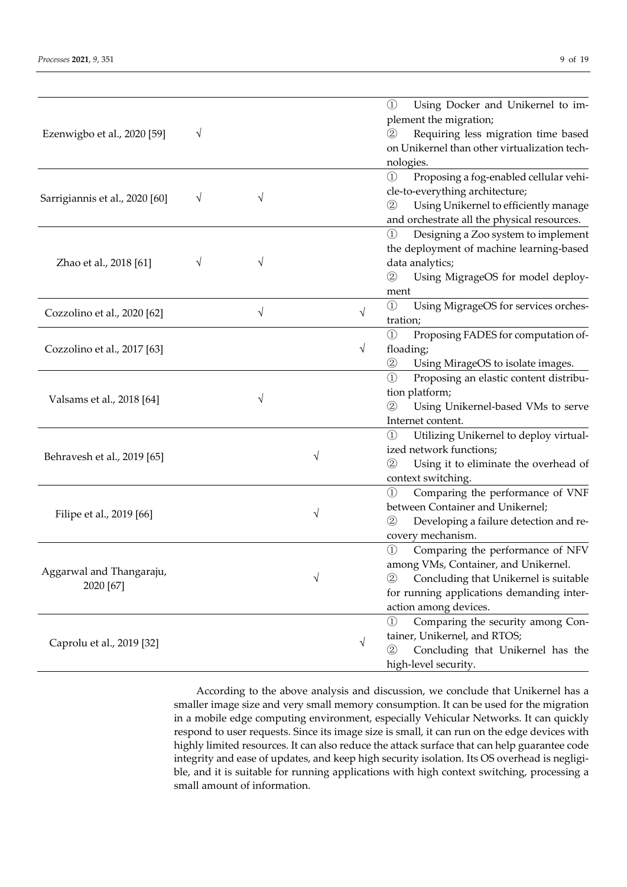| | | | | | |
|---|---|---|---|---|---|
| Ezenwigbo et al., 2020 [59] | √ | | | | ① Using Docker and Unikernel to implement the migration; ② Requiring less migration time based on Unikernel than other virtualization technologies. |
| Sarrigiannis et al., 2020 [60] | √ | √ | | | ① Proposing a fog-enabled cellular vehicle-to-everything architecture; ② Using Unikernel to efficiently manage and orchestrate all the physical resources. |
| Zhao et al., 2018 [61] | √ | √ | | | ① Designing a Zoo system to implement the deployment of machine learning-based data analytics; ② Using MigrageOS for model deployment |
| Cozzolino et al., 2020 [62] | | √ | | √ | ① Using MigrageOS for services orchestration; |
| Cozzolino et al., 2017 [63] | | | | √ | ① Proposing FADES for computation offloading; ② Using MirageOS to isolate images. |
| Valsams et al., 2018 [64] | | √ | | | ① Proposing an elastic content distribution platform; ② Using Unikernel-based VMs to serve Internet content. |
| Behravesh et al., 2019 [65] | | | √ | | ① Utilizing Unikernel to deploy virtualized network functions; ② Using it to eliminate the overhead of context switching. |
| Filipe et al., 2019 [66] | | | √ | | ① Comparing the performance of VNF between Container and Unikernel; ② Developing a failure detection and recovery mechanism. |
| Aggarwal and Thangaraju, 2020 [67] | | | √ | | ① Comparing the performance of NFV among VMs, Container, and Unikernel. ② Concluding that Unikernel is suitable for running applications demanding interaction among devices. |
| Caprolu et al., 2019 [32] | | | | √ | ① Comparing the security among Container, Unikernel, and RTOS; ② Concluding that Unikernel has the high-level security. |

According to the above analysis and discussion, we conclude that Unikernel has a smaller image size and very small memory consumption. It can be used for the migration in a mobile edge computing environment, especially Vehicular Networks. It can quickly respond to user requests. Since its image size is small, it can run on the edge devices with highly limited resources. It can also reduce the attack surface that can help guarantee code integrity and ease of updates, and keep high security isolation. Its OS overhead is negligible, and it is suitable for running applications with high context switching, processing a small amount of information.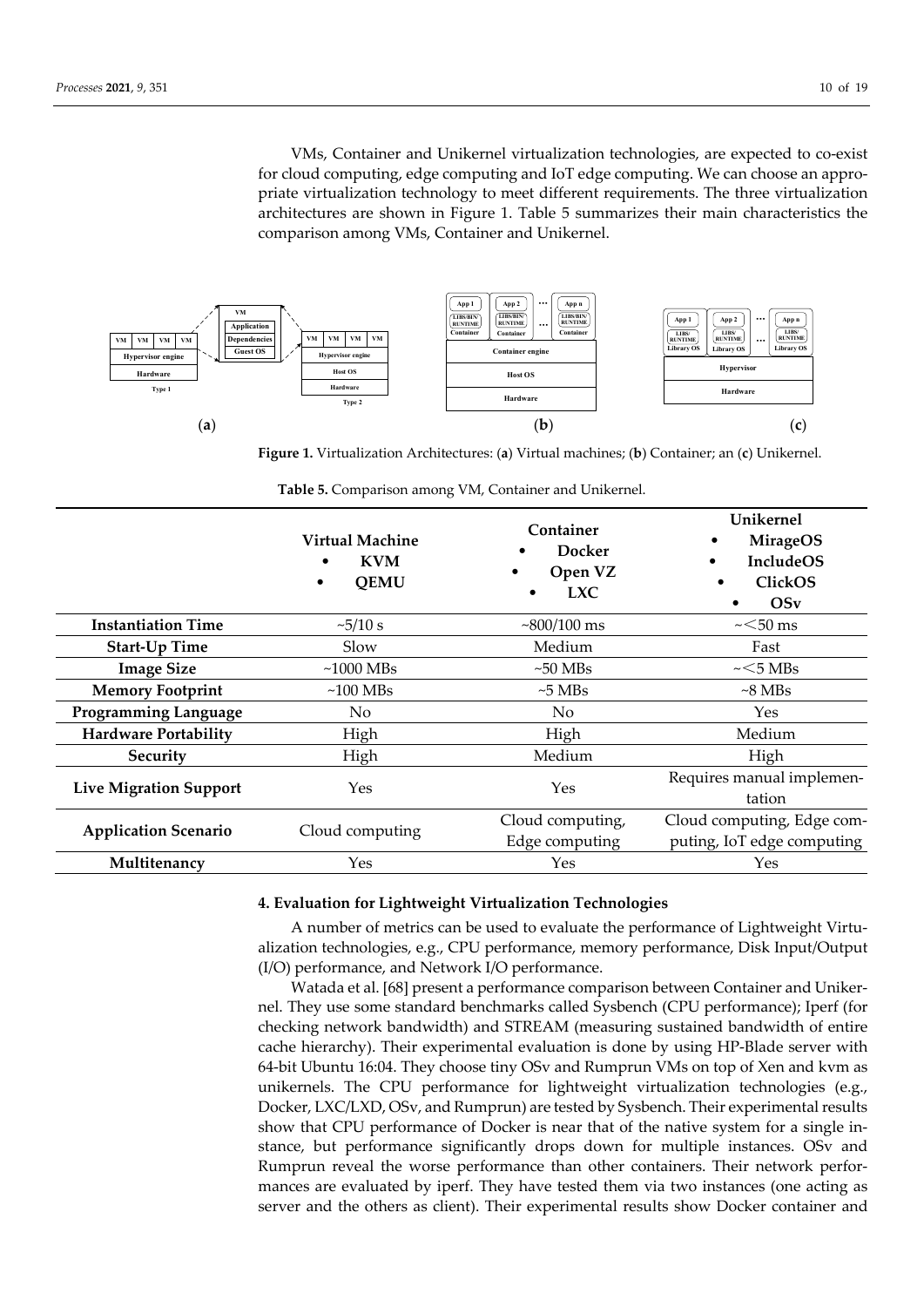VMs, Container and Unikernel virtualization technologies, are expected to co-exist for cloud computing, edge computing and IoT edge computing. We can choose an appropriate virtualization technology to meet different requirements. The three virtualization architectures are shown in Figure 1. Table 5 summarizes their main characteristics the comparison among VMs, Container and Unikernel.

**Figure 1.** Virtualization Architectures: (**a**) Virtual machines; (**b**) Container; an (**c**) Unikernel.

**Table 5.** Comparison among VM, Container and Unikernel.

| | **Virtual Machine** • **KVM** • **QEMU** | **Container** • **Docker** • **Open VZ** • **LXC** | **Unikernel** • **MirageOS** • **IncludeOS** • **ClickOS** • **OSv** |
|---|---|---|---|
| **Instantiation Time** | ~5/10 s | ~800/100 ms | ~<50 ms |
| **Start-Up Time** | Slow | Medium | Fast |
| **Image Size** | ~1000 MBs | ~50 MBs | ~<5 MBs |
| **Memory Footprint** | ~100 MBs | ~5 MBs | ~8 MBs |
| **Programming Language** | No | No | Yes |
| **Hardware Portability** | High | High | Medium |
| **Security** | High | Medium | High |
| **Live Migration Support** | Yes | Yes | Requires manual implementation |
| **Application Scenario** | Cloud computing | Cloud computing, Edge computing | Cloud computing, Edge computing, IoT edge computing |
| **Multitenancy** | Yes | Yes | Yes |

#### 4. Evaluation for Lightweight Virtualization Technologies

A number of metrics can be used to evaluate the performance of Lightweight Virtualization technologies, e.g., CPU performance, memory performance, Disk Input/Output (I/O) performance, and Network I/O performance.

Watada et al. [68] present a performance comparison between Container and Unikernel. They use some standard benchmarks called Sysbench (CPU performance); Iperf (for checking network bandwidth) and STREAM (measuring sustained bandwidth of entire cache hierarchy). Their experimental evaluation is done by using HP-Blade server with 64-bit Ubuntu 16:04. They choose tiny OSv and Rumprun VMs on top of Xen and kvm as unikernels. The CPU performance for lightweight virtualization technologies (e.g., Docker, LXC/LXD, OSv, and Rumprun) are tested by Sysbench. Their experimental results show that CPU performance of Docker is near that of the native system for a single instance, but performance significantly drops down for multiple instances. OSv and Rumprun reveal the worse performance than other containers. Their network performances are evaluated by iperf. They have tested them via two instances (one acting as server and the others as client). Their experimental results show Docker container and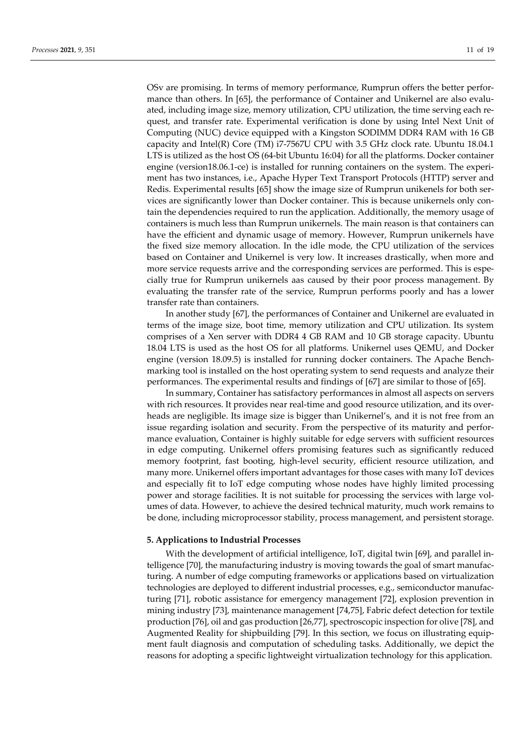OSv are promising. In terms of memory performance, Rumprun offers the better performance than others. In [65], the performance of Container and Unikernel are also evaluated, including image size, memory utilization, CPU utilization, the time serving each request, and transfer rate. Experimental verification is done by using Intel Next Unit of Computing (NUC) device equipped with a Kingston SODIMM DDR4 RAM with 16 GB capacity and Intel(R) Core (TM) i7-7567U CPU with 3.5 GHz clock rate. Ubuntu 18.04.1 LTS is utilized as the host OS (64-bit Ubuntu 16:04) for all the platforms. Docker container engine (version18.06.1-ce) is installed for running containers on the system. The experiment has two instances, i.e., Apache Hyper Text Transport Protocols (HTTP) server and Redis. Experimental results [65] show the image size of Rumprun unikenels for both services are significantly lower than Docker container. This is because unikernels only contain the dependencies required to run the application. Additionally, the memory usage of containers is much less than Rumprun unikernels. The main reason is that containers can have the efficient and dynamic usage of memory. However, Rumprun unikernels have the fixed size memory allocation. In the idle mode, the CPU utilization of the services based on Container and Unikernel is very low. It increases drastically, when more and more service requests arrive and the corresponding services are performed. This is especially true for Rumprun unikernels aas caused by their poor process management. By evaluating the transfer rate of the service, Rumprun performs poorly and has a lower transfer rate than containers.

In another study [67], the performances of Container and Unikernel are evaluated in terms of the image size, boot time, memory utilization and CPU utilization. Its system comprises of a Xen server with DDR4 4 GB RAM and 10 GB storage capacity. Ubuntu 18.04 LTS is used as the host OS for all platforms. Unikernel uses QEMU, and Docker engine (version 18.09.5) is installed for running docker containers. The Apache Benchmarking tool is installed on the host operating system to send requests and analyze their performances. The experimental results and findings of [67] are similar to those of [65].

In summary, Container has satisfactory performances in almost all aspects on servers with rich resources. It provides near real-time and good resource utilization, and its overheads are negligible. Its image size is bigger than Unikernel's, and it is not free from an issue regarding isolation and security. From the perspective of its maturity and performance evaluation, Container is highly suitable for edge servers with sufficient resources in edge computing. Unikernel offers promising features such as significantly reduced memory footprint, fast booting, high-level security, efficient resource utilization, and many more. Unikernel offers important advantages for those cases with many IoT devices and especially fit to IoT edge computing whose nodes have highly limited processing power and storage facilities. It is not suitable for processing the services with large volumes of data. However, to achieve the desired technical maturity, much work remains to be done, including microprocessor stability, process management, and persistent storage.

## 5. Applications to Industrial Processes

With the development of artificial intelligence, IoT, digital twin [69], and parallel intelligence [70], the manufacturing industry is moving towards the goal of smart manufacturing. A number of edge computing frameworks or applications based on virtualization technologies are deployed to different industrial processes, e.g., semiconductor manufacturing [71], robotic assistance for emergency management [72], explosion prevention in mining industry [73], maintenance management [74,75], Fabric defect detection for textile production [76], oil and gas production [26,77], spectroscopic inspection for olive [78], and Augmented Reality for shipbuilding [79]. In this section, we focus on illustrating equipment fault diagnosis and computation of scheduling tasks. Additionally, we depict the reasons for adopting a specific lightweight virtualization technology for this application.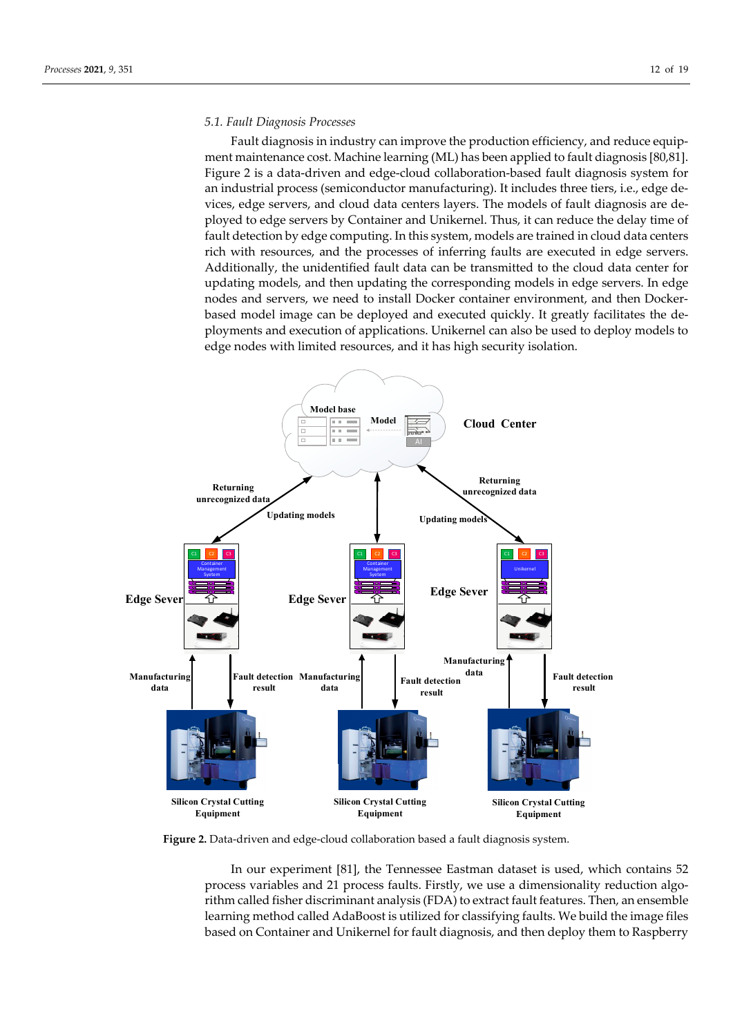### 5.1. Fault Diagnosis Processes

Fault diagnosis in industry can improve the production efficiency, and reduce equipment maintenance cost. Machine learning (ML) has been applied to fault diagnosis [80,81]. Figure 2 is a data-driven and edge-cloud collaboration-based fault diagnosis system for an industrial process (semiconductor manufacturing). It includes three tiers, i.e., edge devices, edge servers, and cloud data centers layers. The models of fault diagnosis are deployed to edge servers by Container and Unikernel. Thus, it can reduce the delay time of fault detection by edge computing. In this system, models are trained in cloud data centers rich with resources, and the processes of inferring faults are executed in edge servers. Additionally, the unidentified fault data can be transmitted to the cloud data center for updating models, and then updating the corresponding models in edge servers. In edge nodes and servers, we need to install Docker container environment, and then Docker-based model image can be deployed and executed quickly. It greatly facilitates the deployments and execution of applications. Unikernel can also be used to deploy models to edge nodes with limited resources, and it has high security isolation.

**Figure 2.** Data-driven and edge-cloud collaboration based a fault diagnosis system.

In our experiment [81], the Tennessee Eastman dataset is used, which contains 52 process variables and 21 process faults. Firstly, we use a dimensionality reduction algorithm called fisher discriminant analysis (FDA) to extract fault features. Then, an ensemble learning method called AdaBoost is utilized for classifying faults. We build the image files based on Container and Unikernel for fault diagnosis, and then deploy them to Raspberry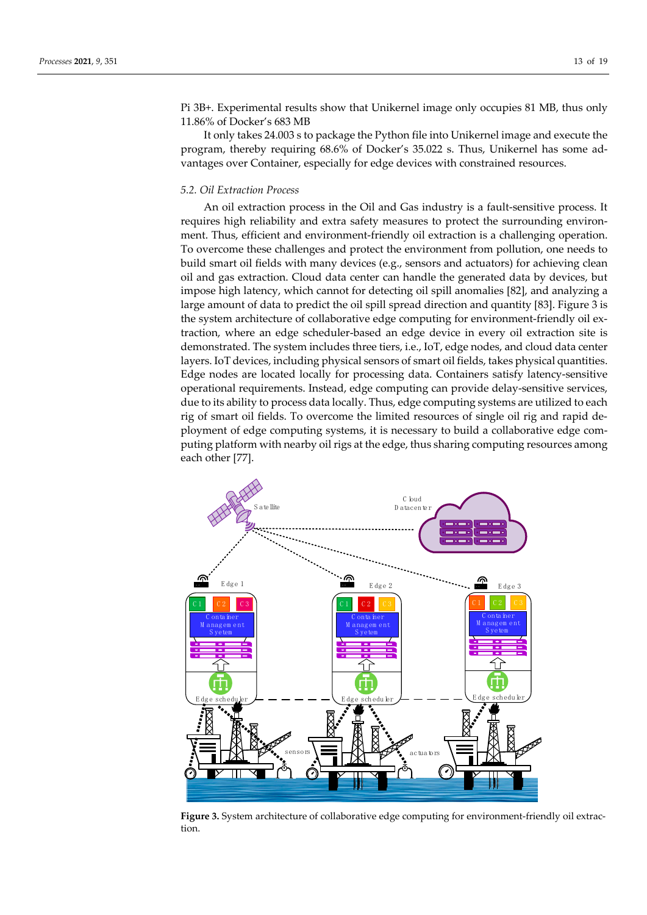Pi 3B+. Experimental results show that Unikernel image only occupies 81 MB, thus only 11.86% of Docker's 683 MB

It only takes 24.003 s to package the Python file into Unikernel image and execute the program, thereby requiring 68.6% of Docker's 35.022 s. Thus, Unikernel has some advantages over Container, especially for edge devices with constrained resources.

### 5.2. Oil Extraction Process

An oil extraction process in the Oil and Gas industry is a fault-sensitive process. It requires high reliability and extra safety measures to protect the surrounding environment. Thus, efficient and environment-friendly oil extraction is a challenging operation. To overcome these challenges and protect the environment from pollution, one needs to build smart oil fields with many devices (e.g., sensors and actuators) for achieving clean oil and gas extraction. Cloud data center can handle the generated data by devices, but impose high latency, which cannot for detecting oil spill anomalies [82], and analyzing a large amount of data to predict the oil spill spread direction and quantity [83]. Figure 3 is the system architecture of collaborative edge computing for environment-friendly oil extraction, where an edge scheduler-based an edge device in every oil extraction site is demonstrated. The system includes three tiers, i.e., IoT, edge nodes, and cloud data center layers. IoT devices, including physical sensors of smart oil fields, takes physical quantities. Edge nodes are located locally for processing data. Containers satisfy latency-sensitive operational requirements. Instead, edge computing can provide delay-sensitive services, due to its ability to process data locally. Thus, edge computing systems are utilized to each rig of smart oil fields. To overcome the limited resources of single oil rig and rapid deployment of edge computing systems, it is necessary to build a collaborative edge computing platform with nearby oil rigs at the edge, thus sharing computing resources among each other [77].

**Figure 3.** System architecture of collaborative edge computing for environment-friendly oil extraction.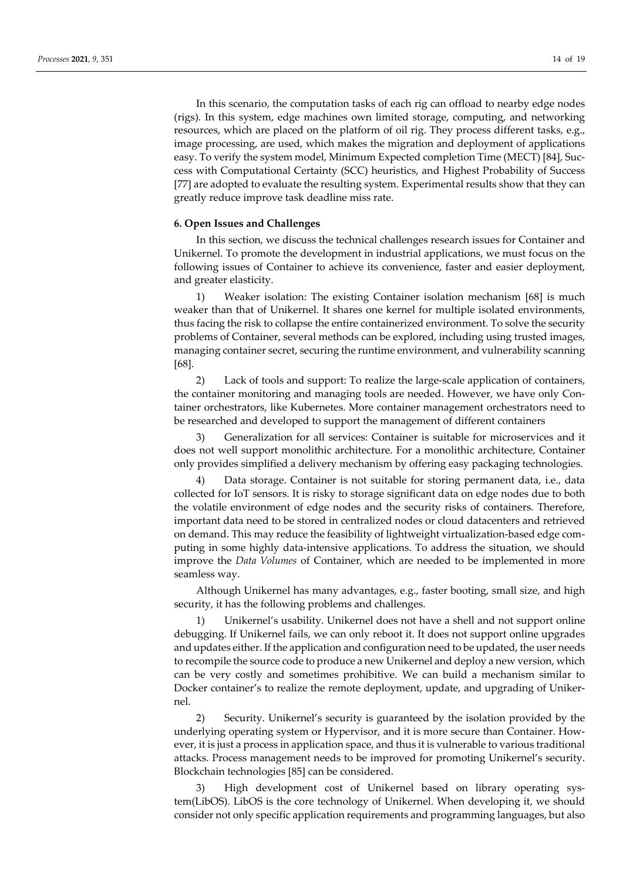In this scenario, the computation tasks of each rig can offload to nearby edge nodes (rigs). In this system, edge machines own limited storage, computing, and networking resources, which are placed on the platform of oil rig. They process different tasks, e.g., image processing, are used, which makes the migration and deployment of applications easy. To verify the system model, Minimum Expected completion Time (MECT) [84], Success with Computational Certainty (SCC) heuristics, and Highest Probability of Success [77] are adopted to evaluate the resulting system. Experimental results show that they can greatly reduce improve task deadline miss rate.

## 6. Open Issues and Challenges

In this section, we discuss the technical challenges research issues for Container and Unikernel. To promote the development in industrial applications, we must focus on the following issues of Container to achieve its convenience, faster and easier deployment, and greater elasticity.

1) Weaker isolation: The existing Container isolation mechanism [68] is much weaker than that of Unikernel. It shares one kernel for multiple isolated environments, thus facing the risk to collapse the entire containerized environment. To solve the security problems of Container, several methods can be explored, including using trusted images, managing container secret, securing the runtime environment, and vulnerability scanning [68].

2) Lack of tools and support: To realize the large-scale application of containers, the container monitoring and managing tools are needed. However, we have only Container orchestrators, like Kubernetes. More container management orchestrators need to be researched and developed to support the management of different containers

3) Generalization for all services: Container is suitable for microservices and it does not well support monolithic architecture. For a monolithic architecture, Container only provides simplified a delivery mechanism by offering easy packaging technologies.

4) Data storage. Container is not suitable for storing permanent data, i.e., data collected for IoT sensors. It is risky to storage significant data on edge nodes due to both the volatile environment of edge nodes and the security risks of containers. Therefore, important data need to be stored in centralized nodes or cloud datacenters and retrieved on demand. This may reduce the feasibility of lightweight virtualization-based edge computing in some highly data-intensive applications. To address the situation, we should improve the *Data Volumes* of Container, which are needed to be implemented in more seamless way.

Although Unikernel has many advantages, e.g., faster booting, small size, and high security, it has the following problems and challenges.

1) Unikernel's usability. Unikernel does not have a shell and not support online debugging. If Unikernel fails, we can only reboot it. It does not support online upgrades and updates either. If the application and configuration need to be updated, the user needs to recompile the source code to produce a new Unikernel and deploy a new version, which can be very costly and sometimes prohibitive. We can build a mechanism similar to Docker container's to realize the remote deployment, update, and upgrading of Unikernel.

2) Security. Unikernel's security is guaranteed by the isolation provided by the underlying operating system or Hypervisor, and it is more secure than Container. However, it is just a process in application space, and thus it is vulnerable to various traditional attacks. Process management needs to be improved for promoting Unikernel's security. Blockchain technologies [85] can be considered.

3) High development cost of Unikernel based on library operating system(LibOS). LibOS is the core technology of Unikernel. When developing it, we should consider not only specific application requirements and programming languages, but also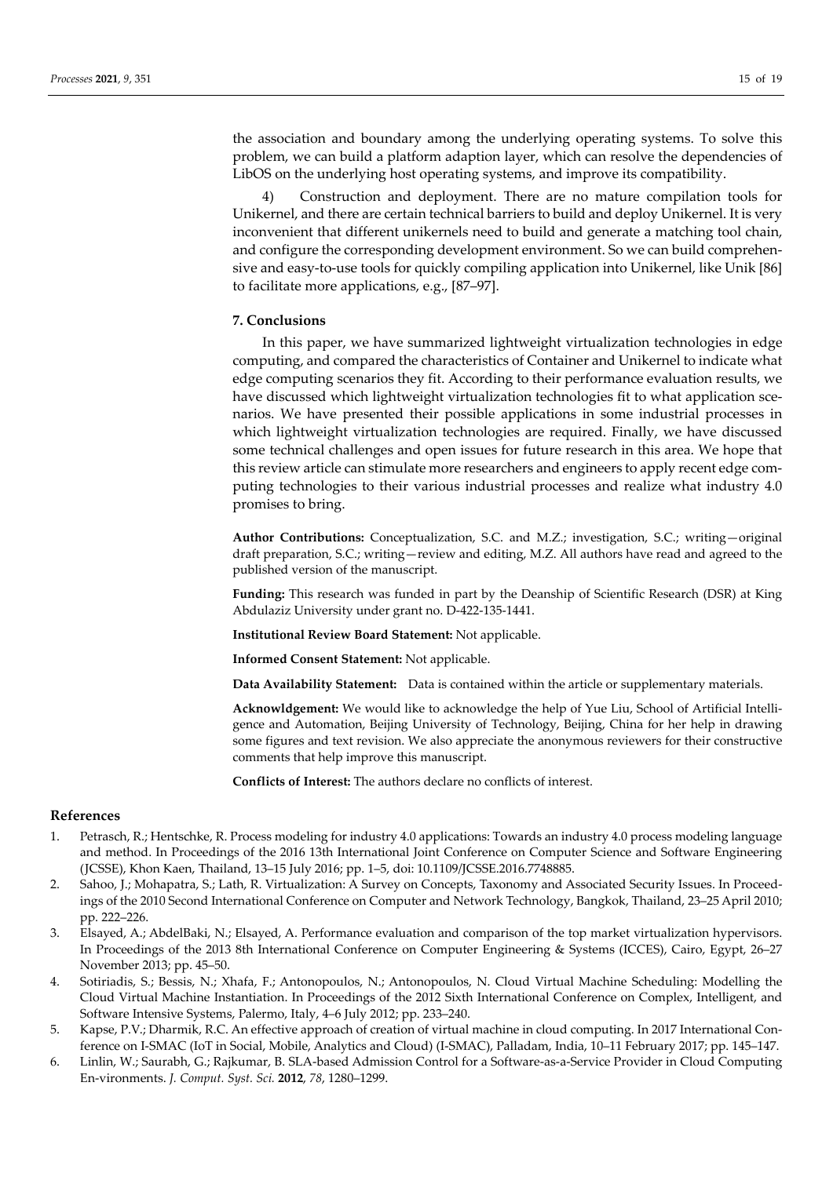the association and boundary among the underlying operating systems. To solve this problem, we can build a platform adaption layer, which can resolve the dependencies of LibOS on the underlying host operating systems, and improve its compatibility.

4) Construction and deployment. There are no mature compilation tools for Unikernel, and there are certain technical barriers to build and deploy Unikernel. It is very inconvenient that different unikernels need to build and generate a matching tool chain, and configure the corresponding development environment. So we can build comprehensive and easy-to-use tools for quickly compiling application into Unikernel, like Unik [86] to facilitate more applications, e.g., [87–97].

## 7. Conclusions

In this paper, we have summarized lightweight virtualization technologies in edge computing, and compared the characteristics of Container and Unikernel to indicate what edge computing scenarios they fit. According to their performance evaluation results, we have discussed which lightweight virtualization technologies fit to what application scenarios. We have presented their possible applications in some industrial processes in which lightweight virtualization technologies are required. Finally, we have discussed some technical challenges and open issues for future research in this area. We hope that this review article can stimulate more researchers and engineers to apply recent edge computing technologies to their various industrial processes and realize what industry 4.0 promises to bring.

**Author Contributions:** Conceptualization, S.C. and M.Z.; investigation, S.C.; writing—original draft preparation, S.C.; writing—review and editing, M.Z. All authors have read and agreed to the published version of the manuscript.

**Funding:** This research was funded in part by the Deanship of Scientific Research (DSR) at King Abdulaziz University under grant no. D-422-135-1441.

**Institutional Review Board Statement:** Not applicable.

**Informed Consent Statement:** Not applicable.

**Data Availability Statement:** Data is contained within the article or supplementary materials.

**Acknowldgement:** We would like to acknowledge the help of Yue Liu, School of Artificial Intelligence and Automation, Beijing University of Technology, Beijing, China for her help in drawing some figures and text revision. We also appreciate the anonymous reviewers for their constructive comments that help improve this manuscript.

**Conflicts of Interest:** The authors declare no conflicts of interest.

## References

1. Petrasch, R.; Hentschke, R. Process modeling for industry 4.0 applications: Towards an industry 4.0 process modeling language and method. In Proceedings of the 2016 13th International Joint Conference on Computer Science and Software Engineering (JCSSE), Khon Kaen, Thailand, 13–15 July 2016; pp. 1–5, doi: 10.1109/JCSSE.2016.7748885.
2. Sahoo, J.; Mohapatra, S.; Lath, R. Virtualization: A Survey on Concepts, Taxonomy and Associated Security Issues. In Proceedings of the 2010 Second International Conference on Computer and Network Technology, Bangkok, Thailand, 23–25 April 2010; pp. 222–226.
3. Elsayed, A.; AbdelBaki, N.; Elsayed, A. Performance evaluation and comparison of the top market virtualization hypervisors. In Proceedings of the 2013 8th International Conference on Computer Engineering & Systems (ICCES), Cairo, Egypt, 26–27 November 2013; pp. 45–50.
4. Sotiriadis, S.; Bessis, N.; Xhafa, F.; Antonopoulos, N.; Antonopoulos, N. Cloud Virtual Machine Scheduling: Modelling the Cloud Virtual Machine Instantiation. In Proceedings of the 2012 Sixth International Conference on Complex, Intelligent, and Software Intensive Systems, Palermo, Italy, 4–6 July 2012; pp. 233–240.
5. Kapse, P.V.; Dharmik, R.C. An effective approach of creation of virtual machine in cloud computing. In 2017 International Conference on I-SMAC (IoT in Social, Mobile, Analytics and Cloud) (I-SMAC), Palladam, India, 10–11 February 2017; pp. 145–147.
6. Linlin, W.; Saurabh, G.; Rajkumar, B. SLA-based Admission Control for a Software-as-a-Service Provider in Cloud Computing En-vironments. *J. Comput. Syst. Sci.* **2012**, *78*, 1280–1299.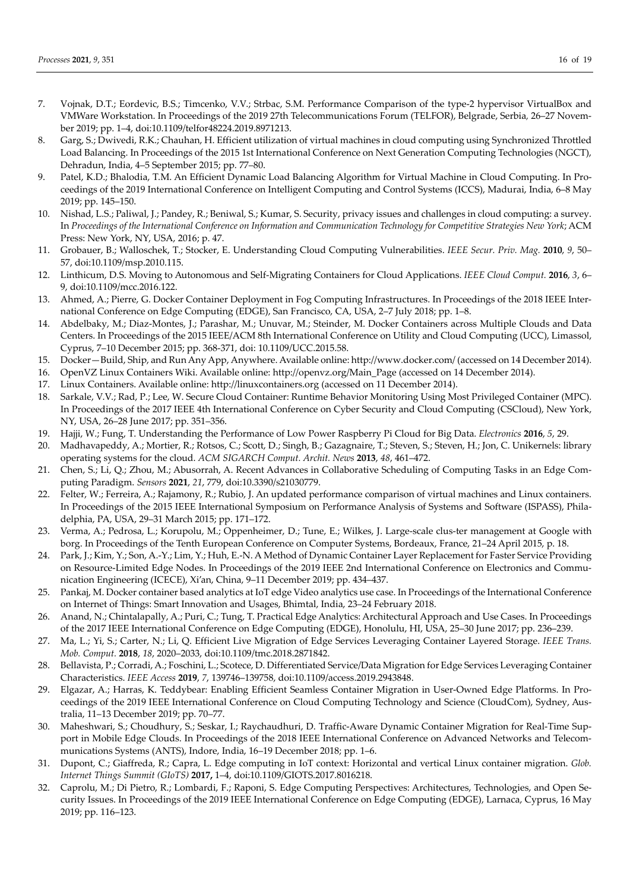7. Vojnak, D.T.; Eordevic, B.S.; Timcenko, V.V.; Strbac, S.M. Performance Comparison of the type-2 hypervisor VirtualBox and VMWare Workstation. In Proceedings of the 2019 27th Telecommunications Forum (TELFOR), Belgrade, Serbia, 26–27 November 2019; pp. 1–4, doi:10.1109/telfor48224.2019.8971213.
8. Garg, S.; Dwivedi, R.K.; Chauhan, H. Efficient utilization of virtual machines in cloud computing using Synchronized Throttled Load Balancing. In Proceedings of the 2015 1st International Conference on Next Generation Computing Technologies (NGCT), Dehradun, India, 4–5 September 2015; pp. 77–80.
9. Patel, K.D.; Bhalodia, T.M. An Efficient Dynamic Load Balancing Algorithm for Virtual Machine in Cloud Computing. In Proceedings of the 2019 International Conference on Intelligent Computing and Control Systems (ICCS), Madurai, India, 6–8 May 2019; pp. 145–150.
10. Nishad, L.S.; Paliwal, J.; Pandey, R.; Beniwal, S.; Kumar, S. Security, privacy issues and challenges in cloud computing: a survey. In *Proceedings of the International Conference on Information and Communication Technology for Competitive Strategies New York*; ACM Press: New York, NY, USA, 2016; p. 47.
11. Grobauer, B.; Walloschek, T.; Stocker, E. Understanding Cloud Computing Vulnerabilities. *IEEE Secur. Priv. Mag.* **2010**, *9*, 50–57, doi:10.1109/msp.2010.115.
12. Linthicum, D.S. Moving to Autonomous and Self-Migrating Containers for Cloud Applications. *IEEE Cloud Comput.* **2016**, *3*, 6–9, doi:10.1109/mcc.2016.122.
13. Ahmed, A.; Pierre, G. Docker Container Deployment in Fog Computing Infrastructures. In Proceedings of the 2018 IEEE International Conference on Edge Computing (EDGE), San Francisco, CA, USA, 2–7 July 2018; pp. 1–8.
14. Abdelbaky, M.; Diaz-Montes, J.; Parashar, M.; Unuvar, M.; Steinder, M. Docker Containers across Multiple Clouds and Data Centers. In Proceedings of the 2015 IEEE/ACM 8th International Conference on Utility and Cloud Computing (UCC), Limassol, Cyprus, 7–10 December 2015; pp. 368-371, doi: 10.1109/UCC.2015.58.
15. Docker—Build, Ship, and Run Any App, Anywhere. Available online: http://www.docker.com/ (accessed on 14 December 2014).
16. OpenVZ Linux Containers Wiki. Available online: http://openvz.org/Main_Page (accessed on 14 December 2014).
17. Linux Containers. Available online: http://linuxcontainers.org (accessed on 11 December 2014).
18. Sarkale, V.V.; Rad, P.; Lee, W. Secure Cloud Container: Runtime Behavior Monitoring Using Most Privileged Container (MPC). In Proceedings of the 2017 IEEE 4th International Conference on Cyber Security and Cloud Computing (CSCloud), New York, NY, USA, 26–28 June 2017; pp. 351–356.
19. Hajji, W.; Fung, T. Understanding the Performance of Low Power Raspberry Pi Cloud for Big Data. *Electronics* **2016**, *5*, 29.
20. Madhavapeddy, A.; Mortier, R.; Rotsos, C.; Scott, D.; Singh, B.; Gazagnaire, T.; Steven, S.; Steven, H.; Jon, C. Unikernels: library operating systems for the cloud. *ACM SIGARCH Comput. Archit. News* **2013**, *48*, 461–472.
21. Chen, S.; Li, Q.; Zhou, M.; Abusorrah, A. Recent Advances in Collaborative Scheduling of Computing Tasks in an Edge Computing Paradigm. *Sensors* **2021**, *21*, 779, doi:10.3390/s21030779.
22. Felter, W.; Ferreira, A.; Rajamony, R.; Rubio, J. An updated performance comparison of virtual machines and Linux containers. In Proceedings of the 2015 IEEE International Symposium on Performance Analysis of Systems and Software (ISPASS), Philadelphia, PA, USA, 29–31 March 2015; pp. 171–172.
23. Verma, A.; Pedrosa, L.; Korupolu, M.; Oppenheimer, D.; Tune, E.; Wilkes, J. Large-scale clus-ter management at Google with borg. In Proceedings of the Tenth European Conference on Computer Systems, Bordeaux, France, 21–24 April 2015, p. 18.
24. Park, J.; Kim, Y.; Son, A.-Y.; Lim, Y.; Huh, E.-N. A Method of Dynamic Container Layer Replacement for Faster Service Providing on Resource-Limited Edge Nodes. In Proceedings of the 2019 IEEE 2nd International Conference on Electronics and Communication Engineering (ICECE), Xi'an, China, 9–11 December 2019; pp. 434–437.
25. Pankaj, M. Docker container based analytics at IoT edge Video analytics use case. In Proceedings of the International Conference on Internet of Things: Smart Innovation and Usages, Bhimtal, India, 23–24 February 2018.
26. Anand, N.; Chintalapally, A.; Puri, C.; Tung, T. Practical Edge Analytics: Architectural Approach and Use Cases. In Proceedings of the 2017 IEEE International Conference on Edge Computing (EDGE), Honolulu, HI, USA, 25–30 June 2017; pp. 236–239.
27. Ma, L.; Yi, S.; Carter, N.; Li, Q. Efficient Live Migration of Edge Services Leveraging Container Layered Storage. *IEEE Trans. Mob. Comput.* **2018**, *18*, 2020–2033, doi:10.1109/tmc.2018.2871842.
28. Bellavista, P.; Corradi, A.; Foschini, L.; Scotece, D. Differentiated Service/Data Migration for Edge Services Leveraging Container Characteristics. *IEEE Access* **2019**, *7*, 139746–139758, doi:10.1109/access.2019.2943848.
29. Elgazar, A.; Harras, K. Teddybear: Enabling Efficient Seamless Container Migration in User-Owned Edge Platforms. In Proceedings of the 2019 IEEE International Conference on Cloud Computing Technology and Science (CloudCom), Sydney, Australia, 11–13 December 2019; pp. 70–77.
30. Maheshwari, S.; Choudhury, S.; Seskar, I.; Raychaudhuri, D. Traffic-Aware Dynamic Container Migration for Real-Time Support in Mobile Edge Clouds. In Proceedings of the 2018 IEEE International Conference on Advanced Networks and Telecommunications Systems (ANTS), Indore, India, 16–19 December 2018; pp. 1–6.
31. Dupont, C.; Giaffreda, R.; Capra, L. Edge computing in IoT context: Horizontal and vertical Linux container migration. *Glob. Internet Things Summit (GIoTS)* **2017,** 1–4, doi:10.1109/GIOTS.2017.8016218.
32. Caprolu, M.; Di Pietro, R.; Lombardi, F.; Raponi, S. Edge Computing Perspectives: Architectures, Technologies, and Open Security Issues. In Proceedings of the 2019 IEEE International Conference on Edge Computing (EDGE), Larnaca, Cyprus, 16 May 2019; pp. 116–123.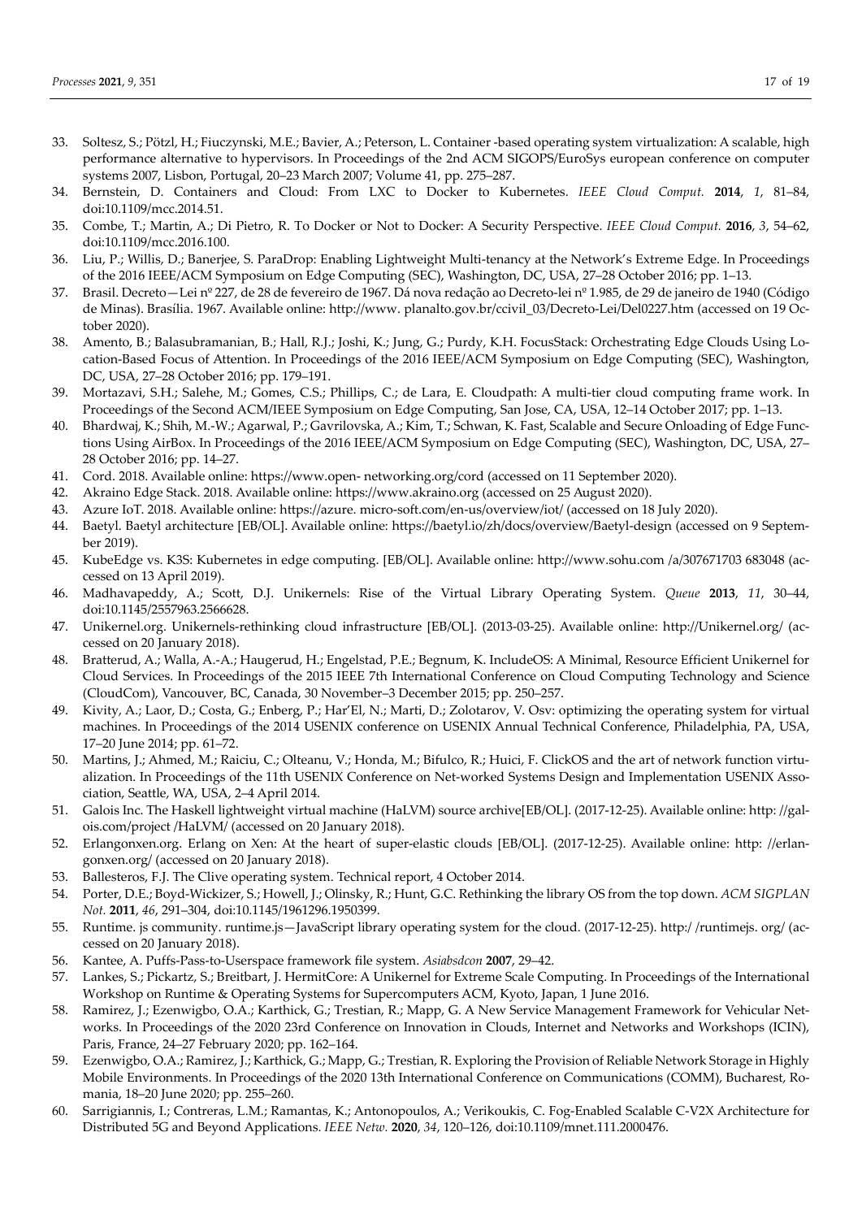33. Soltesz, S.; Pötzl, H.; Fiuczynski, M.E.; Bavier, A.; Peterson, L. Container -based operating system virtualization: A scalable, high performance alternative to hypervisors. In Proceedings of the 2nd ACM SIGOPS/EuroSys european conference on computer systems 2007, Lisbon, Portugal, 20–23 March 2007; Volume 41, pp. 275–287.
34. Bernstein, D. Containers and Cloud: From LXC to Docker to Kubernetes. *IEEE Cloud Comput.* **2014**, *1*, 81–84, doi:10.1109/mcc.2014.51.
35. Combe, T.; Martin, A.; Di Pietro, R. To Docker or Not to Docker: A Security Perspective. *IEEE Cloud Comput.* **2016**, *3*, 54–62, doi:10.1109/mcc.2016.100.
36. Liu, P.; Willis, D.; Banerjee, S. ParaDrop: Enabling Lightweight Multi-tenancy at the Network's Extreme Edge. In Proceedings of the 2016 IEEE/ACM Symposium on Edge Computing (SEC), Washington, DC, USA, 27–28 October 2016; pp. 1–13.
37. Brasil. Decreto—Lei nº 227, de 28 de fevereiro de 1967. Dá nova redação ao Decreto-lei nº 1.985, de 29 de janeiro de 1940 (Código de Minas). Brasília. 1967. Available online: http://www. planalto.gov.br/ccivil_03/Decreto-Lei/Del0227.htm (accessed on 19 October 2020).
38. Amento, B.; Balasubramanian, B.; Hall, R.J.; Joshi, K.; Jung, G.; Purdy, K.H. FocusStack: Orchestrating Edge Clouds Using Location-Based Focus of Attention. In Proceedings of the 2016 IEEE/ACM Symposium on Edge Computing (SEC), Washington, DC, USA, 27–28 October 2016; pp. 179–191.
39. Mortazavi, S.H.; Salehe, M.; Gomes, C.S.; Phillips, C.; de Lara, E. Cloudpath: A multi-tier cloud computing frame work. In Proceedings of the Second ACM/IEEE Symposium on Edge Computing, San Jose, CA, USA, 12–14 October 2017; pp. 1–13.
40. Bhardwaj, K.; Shih, M.-W.; Agarwal, P.; Gavrilovska, A.; Kim, T.; Schwan, K. Fast, Scalable and Secure Onloading of Edge Functions Using AirBox. In Proceedings of the 2016 IEEE/ACM Symposium on Edge Computing (SEC), Washington, DC, USA, 27–28 October 2016; pp. 14–27.
41. Cord. 2018. Available online: https://www.open- networking.org/cord (accessed on 11 September 2020).
42. Akraino Edge Stack. 2018. Available online: https://www.akraino.org (accessed on 25 August 2020).
43. Azure IoT. 2018. Available online: https://azure. micro-soft.com/en-us/overview/iot/ (accessed on 18 July 2020).
44. Baetyl. Baetyl architecture [EB/OL]. Available online: https://baetyl.io/zh/docs/overview/Baetyl-design (accessed on 9 September 2019).
45. KubeEdge vs. K3S: Kubernetes in edge computing. [EB/OL]. Available online: http://www.sohu.com /a/307671703 683048 (accessed on 13 April 2019).
46. Madhavapeddy, A.; Scott, D.J. Unikernels: Rise of the Virtual Library Operating System. *Queue* **2013**, *11*, 30–44, doi:10.1145/2557963.2566628.
47. Unikernel.org. Unikernels-rethinking cloud infrastructure [EB/OL]. (2013-03-25). Available online: http://Unikernel.org/ (accessed on 20 January 2018).
48. Bratterud, A.; Walla, A.-A.; Haugerud, H.; Engelstad, P.E.; Begnum, K. IncludeOS: A Minimal, Resource Efficient Unikernel for Cloud Services. In Proceedings of the 2015 IEEE 7th International Conference on Cloud Computing Technology and Science (CloudCom), Vancouver, BC, Canada, 30 November–3 December 2015; pp. 250–257.
49. Kivity, A.; Laor, D.; Costa, G.; Enberg, P.; Har'El, N.; Marti, D.; Zolotarov, V. Osv: optimizing the operating system for virtual machines. In Proceedings of the 2014 USENIX conference on USENIX Annual Technical Conference, Philadelphia, PA, USA, 17–20 June 2014; pp. 61–72.
50. Martins, J.; Ahmed, M.; Raiciu, C.; Olteanu, V.; Honda, M.; Bifulco, R.; Huici, F. ClickOS and the art of network function virtualization. In Proceedings of the 11th USENIX Conference on Net-worked Systems Design and Implementation USENIX Association, Seattle, WA, USA, 2–4 April 2014.
51. Galois Inc. The Haskell lightweight virtual machine (HaLVM) source archive[EB/OL]. (2017-12-25). Available online: http: //galois.com/project /HaLVM/ (accessed on 20 January 2018).
52. Erlangonxen.org. Erlang on Xen: At the heart of super-elastic clouds [EB/OL]. (2017-12-25). Available online: http: //erlangonxen.org/ (accessed on 20 January 2018).
53. Ballesteros, F.J. The Clive operating system. Technical report, 4 October 2014.
54. Porter, D.E.; Boyd-Wickizer, S.; Howell, J.; Olinsky, R.; Hunt, G.C. Rethinking the library OS from the top down. *ACM SIGPLAN Not.* **2011**, *46*, 291–304, doi:10.1145/1961296.1950399.
55. Runtime. js community. runtime.js—JavaScript library operating system for the cloud. (2017-12-25). http:/ /runtimejs. org/ (accessed on 20 January 2018).
56. Kantee, A. Puffs-Pass-to-Userspace framework file system. *Asiabsdcon* **2007**, 29–42.
57. Lankes, S.; Pickartz, S.; Breitbart, J. HermitCore: A Unikernel for Extreme Scale Computing. In Proceedings of the International Workshop on Runtime & Operating Systems for Supercomputers ACM, Kyoto, Japan, 1 June 2016.
58. Ramirez, J.; Ezenwigbo, O.A.; Karthick, G.; Trestian, R.; Mapp, G. A New Service Management Framework for Vehicular Networks. In Proceedings of the 2020 23rd Conference on Innovation in Clouds, Internet and Networks and Workshops (ICIN), Paris, France, 24–27 February 2020; pp. 162–164.
59. Ezenwigbo, O.A.; Ramirez, J.; Karthick, G.; Mapp, G.; Trestian, R. Exploring the Provision of Reliable Network Storage in Highly Mobile Environments. In Proceedings of the 2020 13th International Conference on Communications (COMM), Bucharest, Romania, 18–20 June 2020; pp. 255–260.
60. Sarrigiannis, I.; Contreras, L.M.; Ramantas, K.; Antonopoulos, A.; Verikoukis, C. Fog-Enabled Scalable C-V2X Architecture for Distributed 5G and Beyond Applications. *IEEE Netw.* **2020**, *34*, 120–126, doi:10.1109/mnet.111.2000476.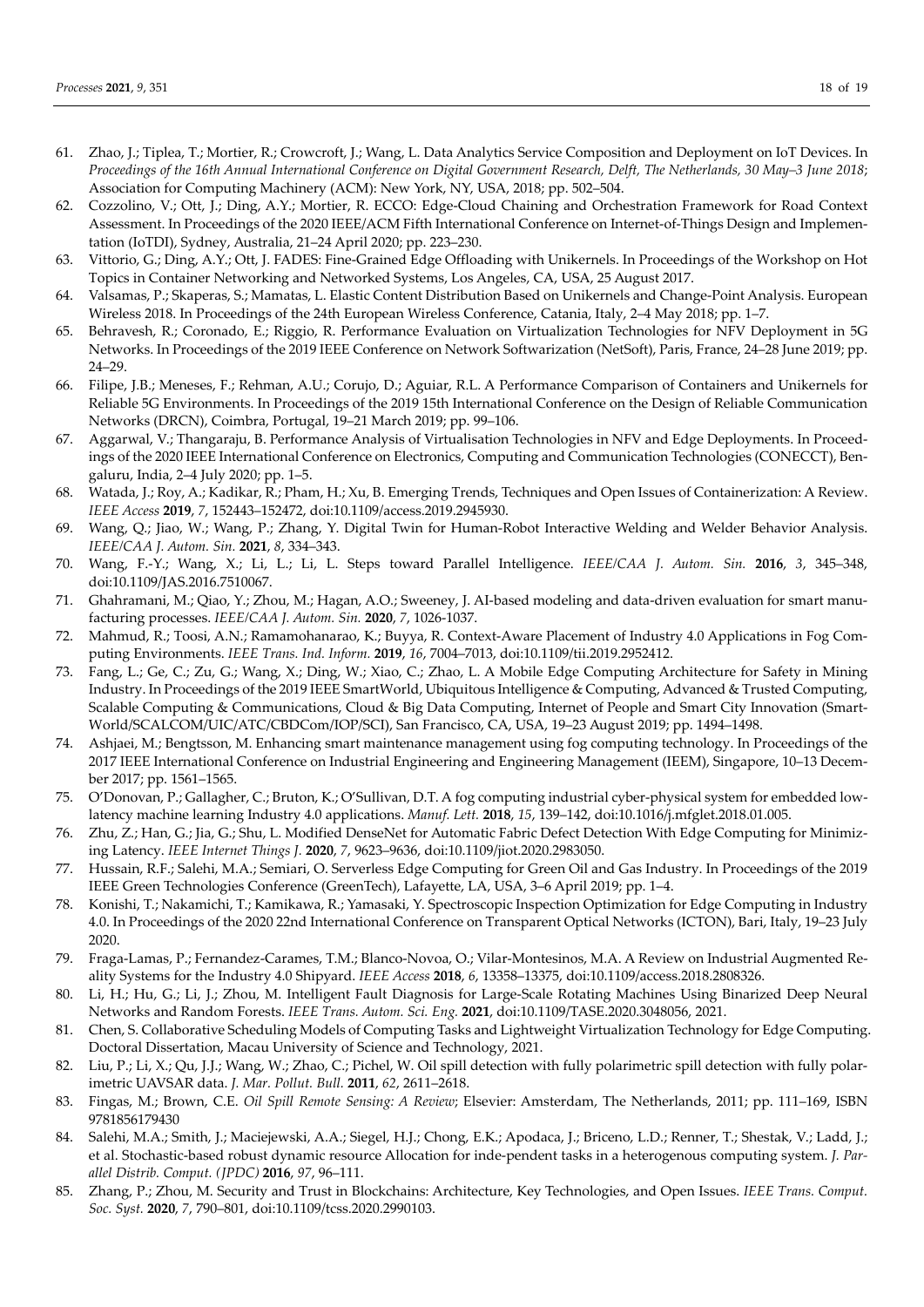61. Zhao, J.; Tiplea, T.; Mortier, R.; Crowcroft, J.; Wang, L. Data Analytics Service Composition and Deployment on IoT Devices. In *Proceedings of the 16th Annual International Conference on Digital Government Research, Delft, The Netherlands, 30 May–3 June 2018*; Association for Computing Machinery (ACM): New York, NY, USA, 2018; pp. 502–504.
62. Cozzolino, V.; Ott, J.; Ding, A.Y.; Mortier, R. ECCO: Edge-Cloud Chaining and Orchestration Framework for Road Context Assessment. In Proceedings of the 2020 IEEE/ACM Fifth International Conference on Internet-of-Things Design and Implementation (IoTDI), Sydney, Australia, 21–24 April 2020; pp. 223–230.
63. Vittorio, G.; Ding, A.Y.; Ott, J. FADES: Fine-Grained Edge Offloading with Unikernels. In Proceedings of the Workshop on Hot Topics in Container Networking and Networked Systems, Los Angeles, CA, USA, 25 August 2017.
64. Valsamas, P.; Skaperas, S.; Mamatas, L. Elastic Content Distribution Based on Unikernels and Change-Point Analysis. European Wireless 2018. In Proceedings of the 24th European Wireless Conference, Catania, Italy, 2–4 May 2018; pp. 1–7.
65. Behravesh, R.; Coronado, E.; Riggio, R. Performance Evaluation on Virtualization Technologies for NFV Deployment in 5G Networks. In Proceedings of the 2019 IEEE Conference on Network Softwarization (NetSoft), Paris, France, 24–28 June 2019; pp. 24–29.
66. Filipe, J.B.; Meneses, F.; Rehman, A.U.; Corujo, D.; Aguiar, R.L. A Performance Comparison of Containers and Unikernels for Reliable 5G Environments. In Proceedings of the 2019 15th International Conference on the Design of Reliable Communication Networks (DRCN), Coimbra, Portugal, 19–21 March 2019; pp. 99–106.
67. Aggarwal, V.; Thangaraju, B. Performance Analysis of Virtualisation Technologies in NFV and Edge Deployments. In Proceedings of the 2020 IEEE International Conference on Electronics, Computing and Communication Technologies (CONECCT), Bengaluru, India, 2–4 July 2020; pp. 1–5.
68. Watada, J.; Roy, A.; Kadikar, R.; Pham, H.; Xu, B. Emerging Trends, Techniques and Open Issues of Containerization: A Review. *IEEE Access* **2019**, *7*, 152443–152472, doi:10.1109/access.2019.2945930.
69. Wang, Q.; Jiao, W.; Wang, P.; Zhang, Y. Digital Twin for Human-Robot Interactive Welding and Welder Behavior Analysis. *IEEE/CAA J. Autom. Sin.* **2021**, *8*, 334–343.
70. Wang, F.-Y.; Wang, X.; Li, L.; Li, L. Steps toward Parallel Intelligence. *IEEE/CAA J. Autom. Sin.* **2016**, *3*, 345–348, doi:10.1109/JAS.2016.7510067.
71. Ghahramani, M.; Qiao, Y.; Zhou, M.; Hagan, A.O.; Sweeney, J. AI-based modeling and data-driven evaluation for smart manufacturing processes. *IEEE/CAA J. Autom. Sin.* **2020**, *7*, 1026-1037.
72. Mahmud, R.; Toosi, A.N.; Ramamohanarao, K.; Buyya, R. Context-Aware Placement of Industry 4.0 Applications in Fog Computing Environments. *IEEE Trans. Ind. Inform.* **2019**, *16*, 7004–7013, doi:10.1109/tii.2019.2952412.
73. Fang, L.; Ge, C.; Zu, G.; Wang, X.; Ding, W.; Xiao, C.; Zhao, L. A Mobile Edge Computing Architecture for Safety in Mining Industry. In Proceedings of the 2019 IEEE SmartWorld, Ubiquitous Intelligence & Computing, Advanced & Trusted Computing, Scalable Computing & Communications, Cloud & Big Data Computing, Internet of People and Smart City Innovation (SmartWorld/SCALCOM/UIC/ATC/CBDCom/IOP/SCI), San Francisco, CA, USA, 19–23 August 2019; pp. 1494–1498.
74. Ashjaei, M.; Bengtsson, M. Enhancing smart maintenance management using fog computing technology. In Proceedings of the 2017 IEEE International Conference on Industrial Engineering and Engineering Management (IEEM), Singapore, 10–13 December 2017; pp. 1561–1565.
75. O'Donovan, P.; Gallagher, C.; Bruton, K.; O'Sullivan, D.T. A fog computing industrial cyber-physical system for embedded low-latency machine learning Industry 4.0 applications. *Manuf. Lett.* **2018**, *15*, 139–142, doi:10.1016/j.mfglet.2018.01.005.
76. Zhu, Z.; Han, G.; Jia, G.; Shu, L. Modified DenseNet for Automatic Fabric Defect Detection With Edge Computing for Minimizing Latency. *IEEE Internet Things J.* **2020**, *7*, 9623–9636, doi:10.1109/jiot.2020.2983050.
77. Hussain, R.F.; Salehi, M.A.; Semiari, O. Serverless Edge Computing for Green Oil and Gas Industry. In Proceedings of the 2019 IEEE Green Technologies Conference (GreenTech), Lafayette, LA, USA, 3–6 April 2019; pp. 1–4.
78. Konishi, T.; Nakamichi, T.; Kamikawa, R.; Yamasaki, Y. Spectroscopic Inspection Optimization for Edge Computing in Industry 4.0. In Proceedings of the 2020 22nd International Conference on Transparent Optical Networks (ICTON), Bari, Italy, 19–23 July 2020.
79. Fraga-Lamas, P.; Fernandez-Carames, T.M.; Blanco-Novoa, O.; Vilar-Montesinos, M.A. A Review on Industrial Augmented Reality Systems for the Industry 4.0 Shipyard. *IEEE Access* **2018**, *6*, 13358–13375, doi:10.1109/access.2018.2808326.
80. Li, H.; Hu, G.; Li, J.; Zhou, M. Intelligent Fault Diagnosis for Large-Scale Rotating Machines Using Binarized Deep Neural Networks and Random Forests. *IEEE Trans. Autom. Sci. Eng.* **2021**, doi:10.1109/TASE.2020.3048056, 2021.
81. Chen, S. Collaborative Scheduling Models of Computing Tasks and Lightweight Virtualization Technology for Edge Computing. Doctoral Dissertation, Macau University of Science and Technology, 2021.
82. Liu, P.; Li, X.; Qu, J.J.; Wang, W.; Zhao, C.; Pichel, W. Oil spill detection with fully polarimetric spill detection with fully polarimetric UAVSAR data. *J. Mar. Pollut. Bull.* **2011**, *62*, 2611–2618.
83. Fingas, M.; Brown, C.E. *Oil Spill Remote Sensing: A Review*; Elsevier: Amsterdam, The Netherlands, 2011; pp. 111–169, ISBN 9781856179430
84. Salehi, M.A.; Smith, J.; Maciejewski, A.A.; Siegel, H.J.; Chong, E.K.; Apodaca, J.; Briceno, L.D.; Renner, T.; Shestak, V.; Ladd, J.; et al. Stochastic-based robust dynamic resource Allocation for inde-pendent tasks in a heterogenous computing system. *J. Parallel Distrib. Comput. (JPDC)* **2016**, *97*, 96–111.
85. Zhang, P.; Zhou, M. Security and Trust in Blockchains: Architecture, Key Technologies, and Open Issues. *IEEE Trans. Comput. Soc. Syst.* **2020**, *7*, 790–801, doi:10.1109/tcss.2020.2990103.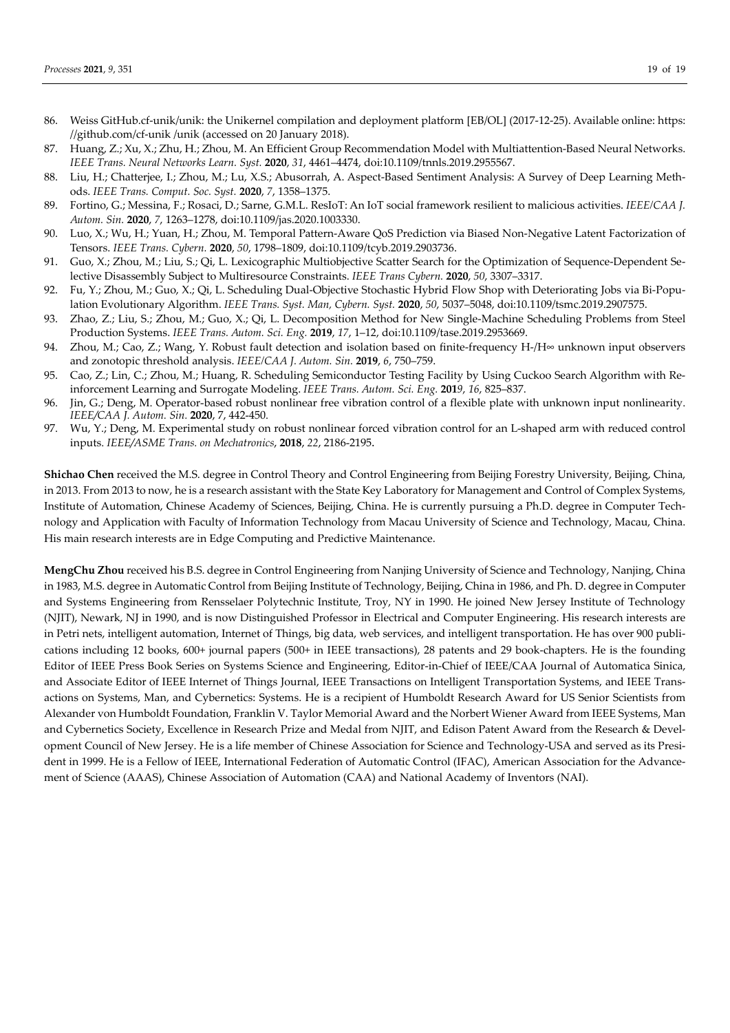86. Weiss GitHub.cf-unik/unik: the Unikernel compilation and deployment platform [EB/OL] (2017-12-25). Available online: https: //github.com/cf-unik /unik (accessed on 20 January 2018).
87. Huang, Z.; Xu, X.; Zhu, H.; Zhou, M. An Efficient Group Recommendation Model with Multiattention-Based Neural Networks. *IEEE Trans. Neural Networks Learn. Syst.* **2020**, *31*, 4461–4474, doi:10.1109/tnnls.2019.2955567.
88. Liu, H.; Chatterjee, I.; Zhou, M.; Lu, X.S.; Abusorrah, A. Aspect-Based Sentiment Analysis: A Survey of Deep Learning Methods. *IEEE Trans. Comput. Soc. Syst.* **2020**, *7*, 1358–1375.
89. Fortino, G.; Messina, F.; Rosaci, D.; Sarne, G.M.L. ResIoT: An IoT social framework resilient to malicious activities. *IEEE/CAA J. Autom. Sin.* **2020**, *7*, 1263–1278, doi:10.1109/jas.2020.1003330.
90. Luo, X.; Wu, H.; Yuan, H.; Zhou, M. Temporal Pattern-Aware QoS Prediction via Biased Non-Negative Latent Factorization of Tensors. *IEEE Trans. Cybern.* **2020**, *50*, 1798–1809, doi:10.1109/tcyb.2019.2903736.
91. Guo, X.; Zhou, M.; Liu, S.; Qi, L. Lexicographic Multiobjective Scatter Search for the Optimization of Sequence-Dependent Selective Disassembly Subject to Multiresource Constraints. *IEEE Trans Cybern.* **2020**, *50*, 3307–3317.
92. Fu, Y.; Zhou, M.; Guo, X.; Qi, L. Scheduling Dual-Objective Stochastic Hybrid Flow Shop with Deteriorating Jobs via Bi-Population Evolutionary Algorithm. *IEEE Trans. Syst. Man, Cybern. Syst.* **2020**, *50*, 5037–5048, doi:10.1109/tsmc.2019.2907575.
93. Zhao, Z.; Liu, S.; Zhou, M.; Guo, X.; Qi, L. Decomposition Method for New Single-Machine Scheduling Problems from Steel Production Systems. *IEEE Trans. Autom. Sci. Eng.* **2019**, *17*, 1–12, doi:10.1109/tase.2019.2953669.
94. Zhou, M.; Cao, Z.; Wang, Y. Robust fault detection and isolation based on finite-frequency H-/H∞ unknown input observers and zonotopic threshold analysis. *IEEE/CAA J. Autom. Sin.* **2019**, *6*, 750–759.
95. Cao, Z.; Lin, C.; Zhou, M.; Huang, R. Scheduling Semiconductor Testing Facility by Using Cuckoo Search Algorithm with Reinforcement Learning and Surrogate Modeling. *IEEE Trans. Autom. Sci. Eng.* **2019**, *16*, 825–837.
96. Jin, G.; Deng, M. Operator-based robust nonlinear free vibration control of a flexible plate with unknown input nonlinearity. *IEEE/CAA J. Autom. Sin.* **2020**, 7, 442-450.
97. Wu, Y.; Deng, M. Experimental study on robust nonlinear forced vibration control for an L-shaped arm with reduced control inputs. *IEEE/ASME Trans. on Mechatronics*, **2018**, *22*, 2186-2195.

**Shichao Chen** received the M.S. degree in Control Theory and Control Engineering from Beijing Forestry University, Beijing, China, in 2013. From 2013 to now, he is a research assistant with the State Key Laboratory for Management and Control of Complex Systems, Institute of Automation, Chinese Academy of Sciences, Beijing, China. He is currently pursuing a Ph.D. degree in Computer Technology and Application with Faculty of Information Technology from Macau University of Science and Technology, Macau, China. His main research interests are in Edge Computing and Predictive Maintenance.

**MengChu Zhou** received his B.S. degree in Control Engineering from Nanjing University of Science and Technology, Nanjing, China in 1983, M.S. degree in Automatic Control from Beijing Institute of Technology, Beijing, China in 1986, and Ph. D. degree in Computer and Systems Engineering from Rensselaer Polytechnic Institute, Troy, NY in 1990. He joined New Jersey Institute of Technology (NJIT), Newark, NJ in 1990, and is now Distinguished Professor in Electrical and Computer Engineering. His research interests are in Petri nets, intelligent automation, Internet of Things, big data, web services, and intelligent transportation. He has over 900 publications including 12 books, 600+ journal papers (500+ in IEEE transactions), 28 patents and 29 book-chapters. He is the founding Editor of IEEE Press Book Series on Systems Science and Engineering, Editor-in-Chief of IEEE/CAA Journal of Automatica Sinica, and Associate Editor of IEEE Internet of Things Journal, IEEE Transactions on Intelligent Transportation Systems, and IEEE Transactions on Systems, Man, and Cybernetics: Systems. He is a recipient of Humboldt Research Award for US Senior Scientists from Alexander von Humboldt Foundation, Franklin V. Taylor Memorial Award and the Norbert Wiener Award from IEEE Systems, Man and Cybernetics Society, Excellence in Research Prize and Medal from NJIT, and Edison Patent Award from the Research & Development Council of New Jersey. He is a life member of Chinese Association for Science and Technology-USA and served as its President in 1999. He is a Fellow of IEEE, International Federation of Automatic Control (IFAC), American Association for the Advancement of Science (AAAS), Chinese Association of Automation (CAA) and National Academy of Inventors (NAI).